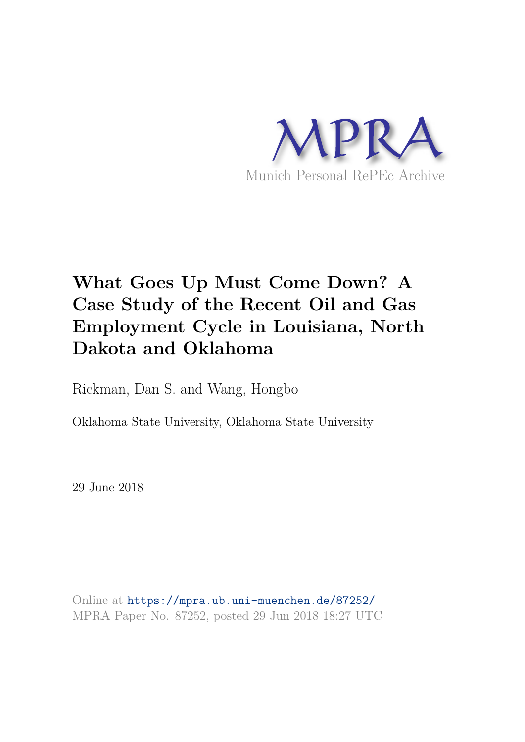MPRA

Munich Personal RePEc Archive

# What Goes Up Must Come Down? A Case Study of the Recent Oil and Gas Employment Cycle in Louisiana, North Dakota and Oklahoma

Rickman, Dan S. and Wang, Hongbo

Oklahoma State University, Oklahoma State University

29 June 2018

Online at https://mpra.ub.uni-muenchen.de/87252/
MPRA Paper No. 87252, posted 29 Jun 2018 18:27 UTC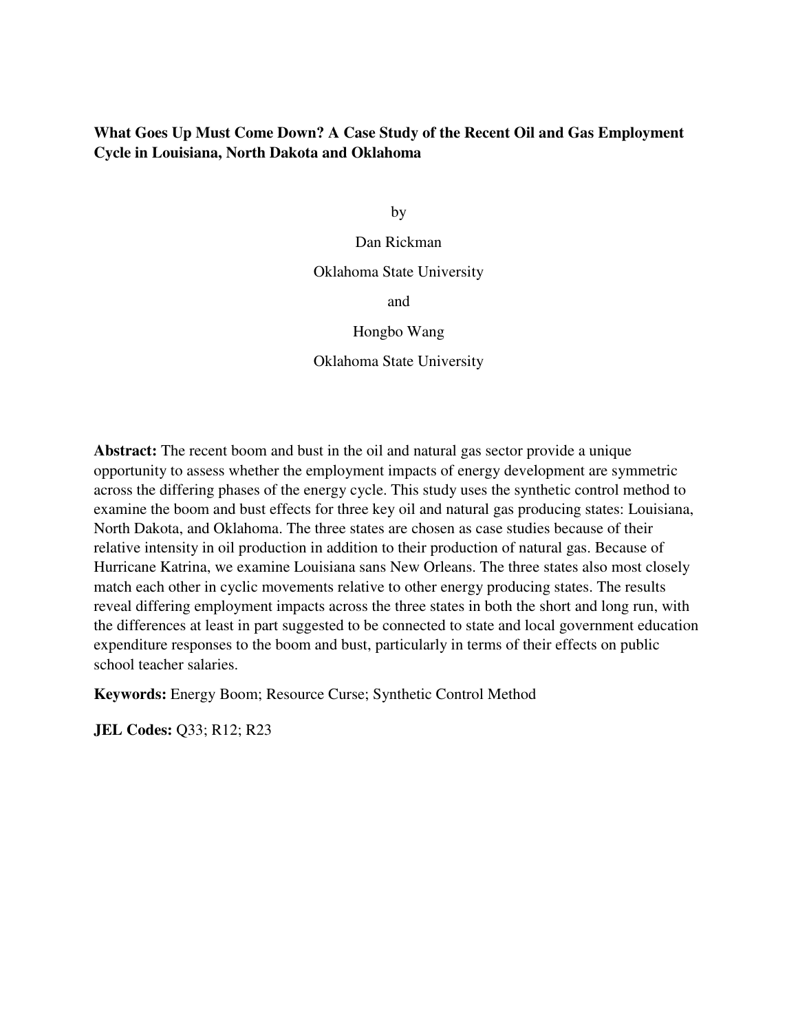**What Goes Up Must Come Down? A Case Study of the Recent Oil and Gas Employment Cycle in Louisiana, North Dakota and Oklahoma**

by

Dan Rickman

Oklahoma State University

and

Hongbo Wang

Oklahoma State University

**Abstract:** The recent boom and bust in the oil and natural gas sector provide a unique opportunity to assess whether the employment impacts of energy development are symmetric across the differing phases of the energy cycle. This study uses the synthetic control method to examine the boom and bust effects for three key oil and natural gas producing states: Louisiana, North Dakota, and Oklahoma. The three states are chosen as case studies because of their relative intensity in oil production in addition to their production of natural gas. Because of Hurricane Katrina, we examine Louisiana sans New Orleans. The three states also most closely match each other in cyclic movements relative to other energy producing states. The results reveal differing employment impacts across the three states in both the short and long run, with the differences at least in part suggested to be connected to state and local government education expenditure responses to the boom and bust, particularly in terms of their effects on public school teacher salaries.

**Keywords:** Energy Boom; Resource Curse; Synthetic Control Method

**JEL Codes:** Q33; R12; R23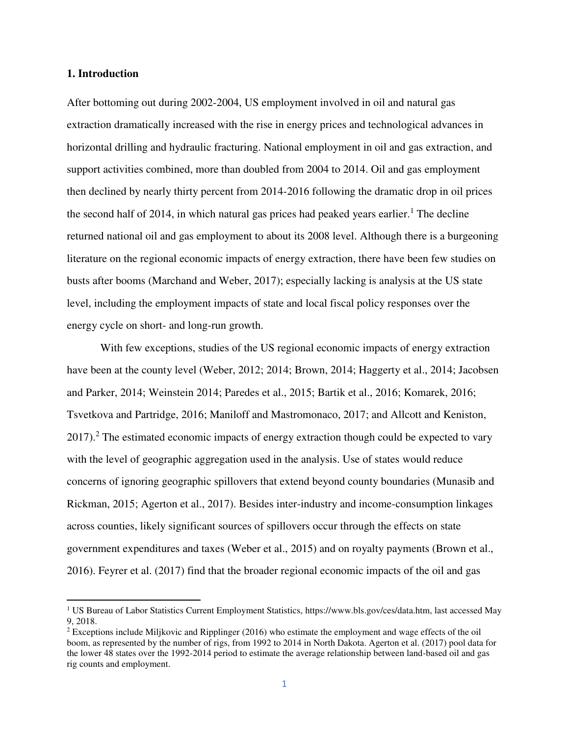## 1. Introduction

After bottoming out during 2002-2004, US employment involved in oil and natural gas extraction dramatically increased with the rise in energy prices and technological advances in horizontal drilling and hydraulic fracturing. National employment in oil and gas extraction, and support activities combined, more than doubled from 2004 to 2014. Oil and gas employment then declined by nearly thirty percent from 2014-2016 following the dramatic drop in oil prices the second half of 2014, in which natural gas prices had peaked years earlier.[1] The decline returned national oil and gas employment to about its 2008 level. Although there is a burgeoning literature on the regional economic impacts of energy extraction, there have been few studies on busts after booms (Marchand and Weber, 2017); especially lacking is analysis at the US state level, including the employment impacts of state and local fiscal policy responses over the energy cycle on short- and long-run growth.

With few exceptions, studies of the US regional economic impacts of energy extraction have been at the county level (Weber, 2012; 2014; Brown, 2014; Haggerty et al., 2014; Jacobsen and Parker, 2014; Weinstein 2014; Paredes et al., 2015; Bartik et al., 2016; Komarek, 2016; Tsvetkova and Partridge, 2016; Maniloff and Mastromonaco, 2017; and Allcott and Keniston, 2017).[2] The estimated economic impacts of energy extraction though could be expected to vary with the level of geographic aggregation used in the analysis. Use of states would reduce concerns of ignoring geographic spillovers that extend beyond county boundaries (Munasib and Rickman, 2015; Agerton et al., 2017). Besides inter-industry and income-consumption linkages across counties, likely significant sources of spillovers occur through the effects on state government expenditures and taxes (Weber et al., 2015) and on royalty payments (Brown et al., 2016). Feyrer et al. (2017) find that the broader regional economic impacts of the oil and gas

[1] US Bureau of Labor Statistics Current Employment Statistics, https://www.bls.gov/ces/data.htm, last accessed May 9, 2018.

[2] Exceptions include Miljkovic and Ripplinger (2016) who estimate the employment and wage effects of the oil boom, as represented by the number of rigs, from 1992 to 2014 in North Dakota. Agerton et al. (2017) pool data for the lower 48 states over the 1992-2014 period to estimate the average relationship between land-based oil and gas rig counts and employment.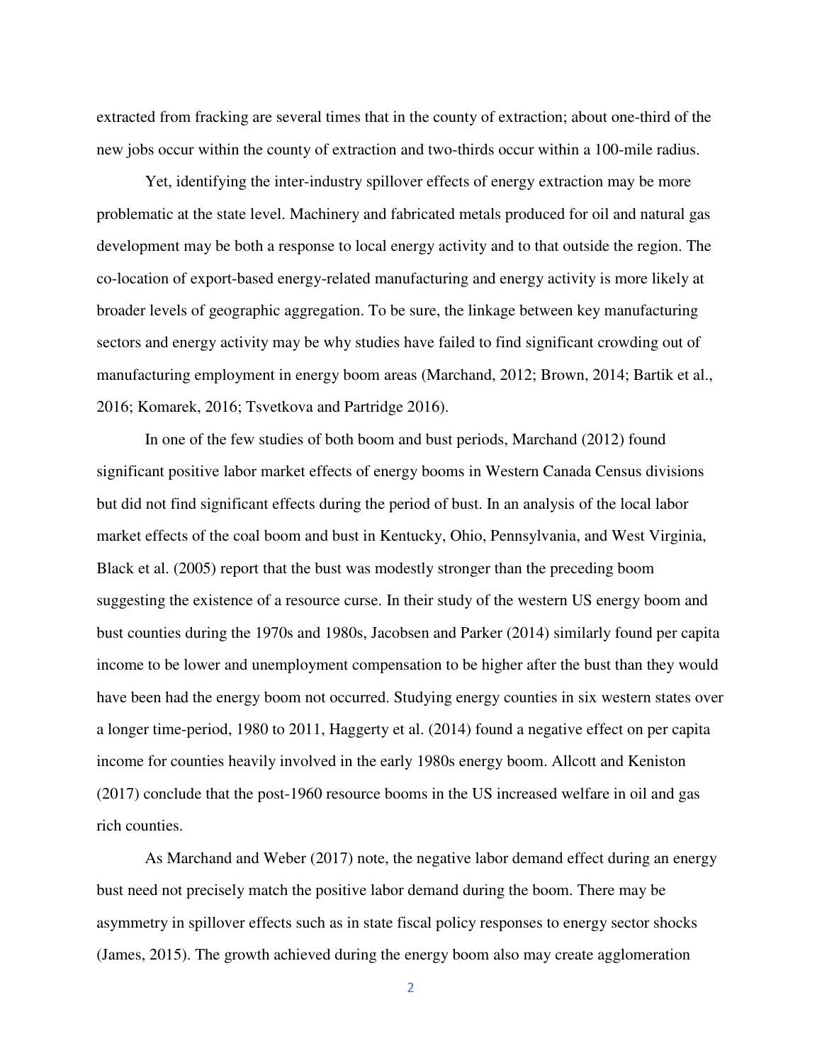extracted from fracking are several times that in the county of extraction; about one-third of the new jobs occur within the county of extraction and two-thirds occur within a 100-mile radius.

Yet, identifying the inter-industry spillover effects of energy extraction may be more problematic at the state level. Machinery and fabricated metals produced for oil and natural gas development may be both a response to local energy activity and to that outside the region. The co-location of export-based energy-related manufacturing and energy activity is more likely at broader levels of geographic aggregation. To be sure, the linkage between key manufacturing sectors and energy activity may be why studies have failed to find significant crowding out of manufacturing employment in energy boom areas (Marchand, 2012; Brown, 2014; Bartik et al., 2016; Komarek, 2016; Tsvetkova and Partridge 2016).

In one of the few studies of both boom and bust periods, Marchand (2012) found significant positive labor market effects of energy booms in Western Canada Census divisions but did not find significant effects during the period of bust. In an analysis of the local labor market effects of the coal boom and bust in Kentucky, Ohio, Pennsylvania, and West Virginia, Black et al. (2005) report that the bust was modestly stronger than the preceding boom suggesting the existence of a resource curse. In their study of the western US energy boom and bust counties during the 1970s and 1980s, Jacobsen and Parker (2014) similarly found per capita income to be lower and unemployment compensation to be higher after the bust than they would have been had the energy boom not occurred. Studying energy counties in six western states over a longer time-period, 1980 to 2011, Haggerty et al. (2014) found a negative effect on per capita income for counties heavily involved in the early 1980s energy boom. Allcott and Keniston (2017) conclude that the post-1960 resource booms in the US increased welfare in oil and gas rich counties.

As Marchand and Weber (2017) note, the negative labor demand effect during an energy bust need not precisely match the positive labor demand during the boom. There may be asymmetry in spillover effects such as in state fiscal policy responses to energy sector shocks (James, 2015). The growth achieved during the energy boom also may create agglomeration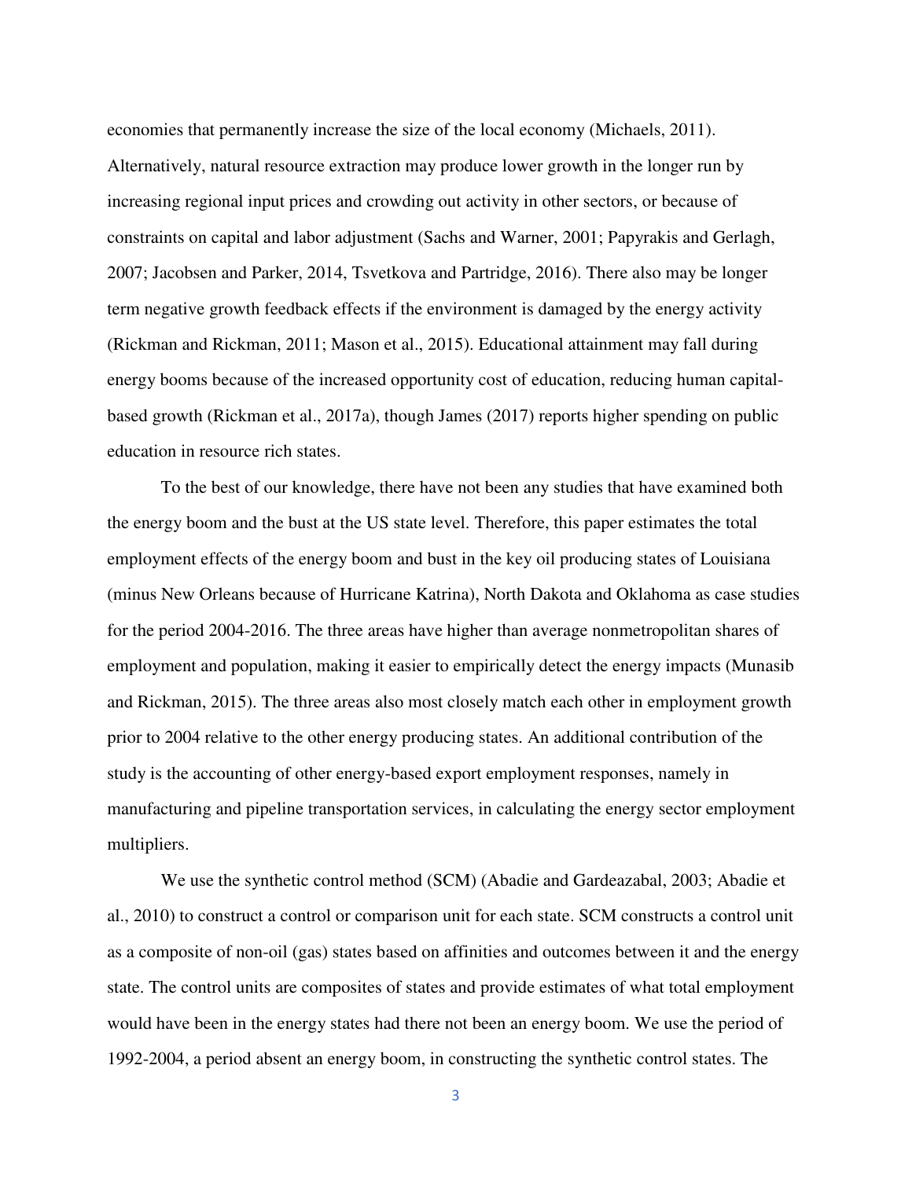economies that permanently increase the size of the local economy (Michaels, 2011). Alternatively, natural resource extraction may produce lower growth in the longer run by increasing regional input prices and crowding out activity in other sectors, or because of constraints on capital and labor adjustment (Sachs and Warner, 2001; Papyrakis and Gerlagh, 2007; Jacobsen and Parker, 2014, Tsvetkova and Partridge, 2016). There also may be longer term negative growth feedback effects if the environment is damaged by the energy activity (Rickman and Rickman, 2011; Mason et al., 2015). Educational attainment may fall during energy booms because of the increased opportunity cost of education, reducing human capital-based growth (Rickman et al., 2017a), though James (2017) reports higher spending on public education in resource rich states.

To the best of our knowledge, there have not been any studies that have examined both the energy boom and the bust at the US state level. Therefore, this paper estimates the total employment effects of the energy boom and bust in the key oil producing states of Louisiana (minus New Orleans because of Hurricane Katrina), North Dakota and Oklahoma as case studies for the period 2004-2016. The three areas have higher than average nonmetropolitan shares of employment and population, making it easier to empirically detect the energy impacts (Munasib and Rickman, 2015). The three areas also most closely match each other in employment growth prior to 2004 relative to the other energy producing states. An additional contribution of the study is the accounting of other energy-based export employment responses, namely in manufacturing and pipeline transportation services, in calculating the energy sector employment multipliers.

We use the synthetic control method (SCM) (Abadie and Gardeazabal, 2003; Abadie et al., 2010) to construct a control or comparison unit for each state. SCM constructs a control unit as a composite of non-oil (gas) states based on affinities and outcomes between it and the energy state. The control units are composites of states and provide estimates of what total employment would have been in the energy states had there not been an energy boom. We use the period of 1992-2004, a period absent an energy boom, in constructing the synthetic control states. The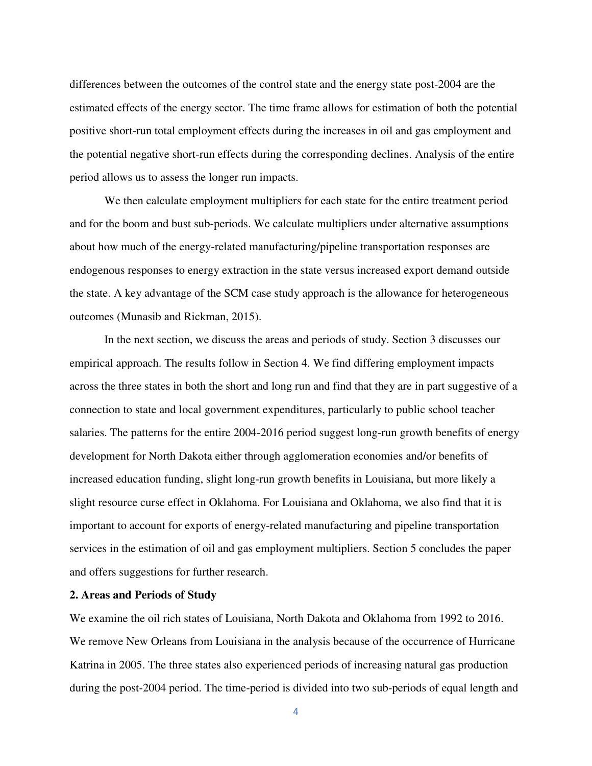differences between the outcomes of the control state and the energy state post-2004 are the estimated effects of the energy sector. The time frame allows for estimation of both the potential positive short-run total employment effects during the increases in oil and gas employment and the potential negative short-run effects during the corresponding declines. Analysis of the entire period allows us to assess the longer run impacts.

We then calculate employment multipliers for each state for the entire treatment period and for the boom and bust sub-periods. We calculate multipliers under alternative assumptions about how much of the energy-related manufacturing/pipeline transportation responses are endogenous responses to energy extraction in the state versus increased export demand outside the state. A key advantage of the SCM case study approach is the allowance for heterogeneous outcomes (Munasib and Rickman, 2015).

In the next section, we discuss the areas and periods of study. Section 3 discusses our empirical approach. The results follow in Section 4. We find differing employment impacts across the three states in both the short and long run and find that they are in part suggestive of a connection to state and local government expenditures, particularly to public school teacher salaries. The patterns for the entire 2004-2016 period suggest long-run growth benefits of energy development for North Dakota either through agglomeration economies and/or benefits of increased education funding, slight long-run growth benefits in Louisiana, but more likely a slight resource curse effect in Oklahoma. For Louisiana and Oklahoma, we also find that it is important to account for exports of energy-related manufacturing and pipeline transportation services in the estimation of oil and gas employment multipliers. Section 5 concludes the paper and offers suggestions for further research.

## 2. Areas and Periods of Study

We examine the oil rich states of Louisiana, North Dakota and Oklahoma from 1992 to 2016. We remove New Orleans from Louisiana in the analysis because of the occurrence of Hurricane Katrina in 2005. The three states also experienced periods of increasing natural gas production during the post-2004 period. The time-period is divided into two sub-periods of equal length and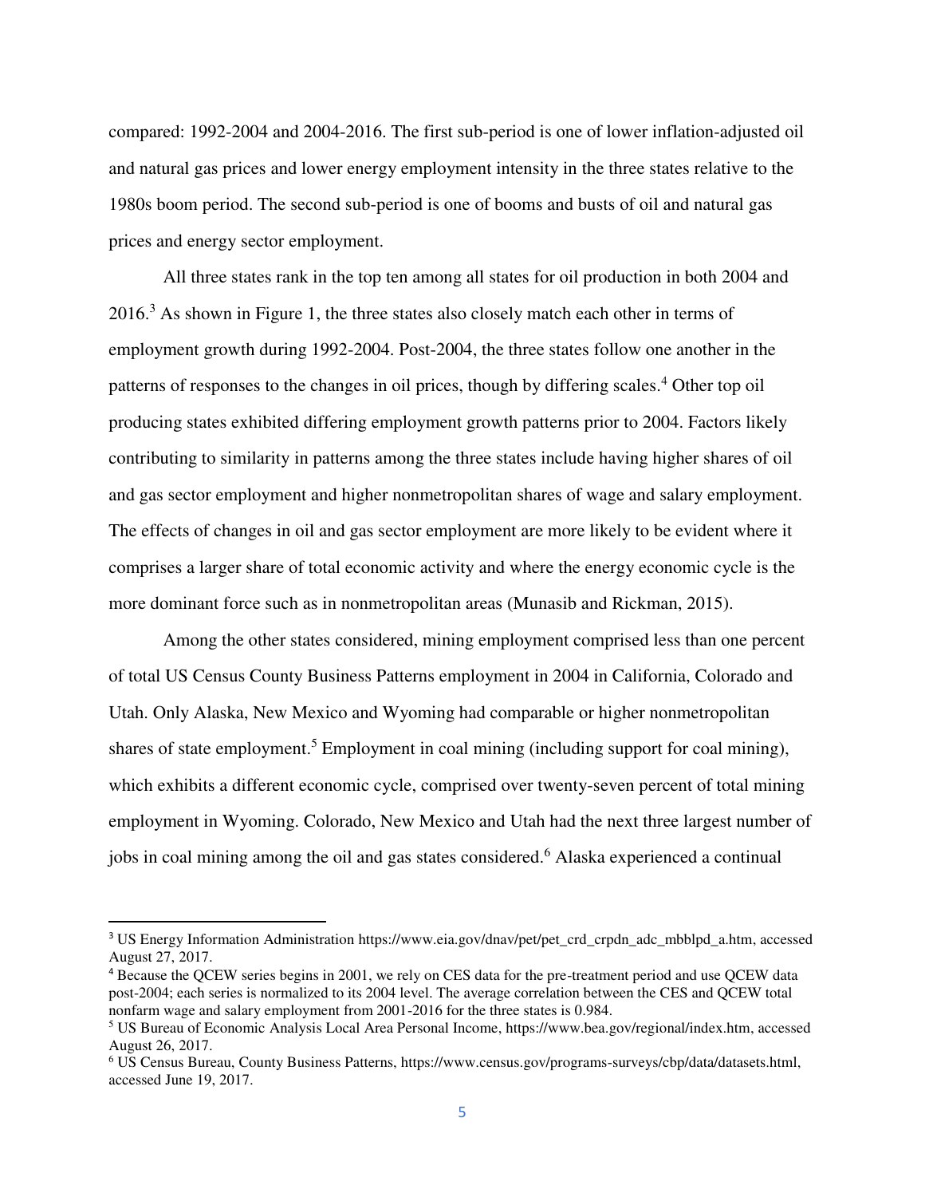compared: 1992-2004 and 2004-2016. The first sub-period is one of lower inflation-adjusted oil and natural gas prices and lower energy employment intensity in the three states relative to the 1980s boom period. The second sub-period is one of booms and busts of oil and natural gas prices and energy sector employment.

All three states rank in the top ten among all states for oil production in both 2004 and 2016.[3] As shown in Figure 1, the three states also closely match each other in terms of employment growth during 1992-2004. Post-2004, the three states follow one another in the patterns of responses to the changes in oil prices, though by differing scales.[4] Other top oil producing states exhibited differing employment growth patterns prior to 2004. Factors likely contributing to similarity in patterns among the three states include having higher shares of oil and gas sector employment and higher nonmetropolitan shares of wage and salary employment. The effects of changes in oil and gas sector employment are more likely to be evident where it comprises a larger share of total economic activity and where the energy economic cycle is the more dominant force such as in nonmetropolitan areas (Munasib and Rickman, 2015).

Among the other states considered, mining employment comprised less than one percent of total US Census County Business Patterns employment in 2004 in California, Colorado and Utah. Only Alaska, New Mexico and Wyoming had comparable or higher nonmetropolitan shares of state employment.[5] Employment in coal mining (including support for coal mining), which exhibits a different economic cycle, comprised over twenty-seven percent of total mining employment in Wyoming. Colorado, New Mexico and Utah had the next three largest number of jobs in coal mining among the oil and gas states considered.[6] Alaska experienced a continual

---

[3] US Energy Information Administration https://www.eia.gov/dnav/pet/pet_crd_crpdn_adc_mbblpd_a.htm, accessed August 27, 2017.

[4] Because the QCEW series begins in 2001, we rely on CES data for the pre-treatment period and use QCEW data post-2004; each series is normalized to its 2004 level. The average correlation between the CES and QCEW total nonfarm wage and salary employment from 2001-2016 for the three states is 0.984.

[5] US Bureau of Economic Analysis Local Area Personal Income, https://www.bea.gov/regional/index.htm, accessed August 26, 2017.

[6] US Census Bureau, County Business Patterns, https://www.census.gov/programs-surveys/cbp/data/datasets.html, accessed June 19, 2017.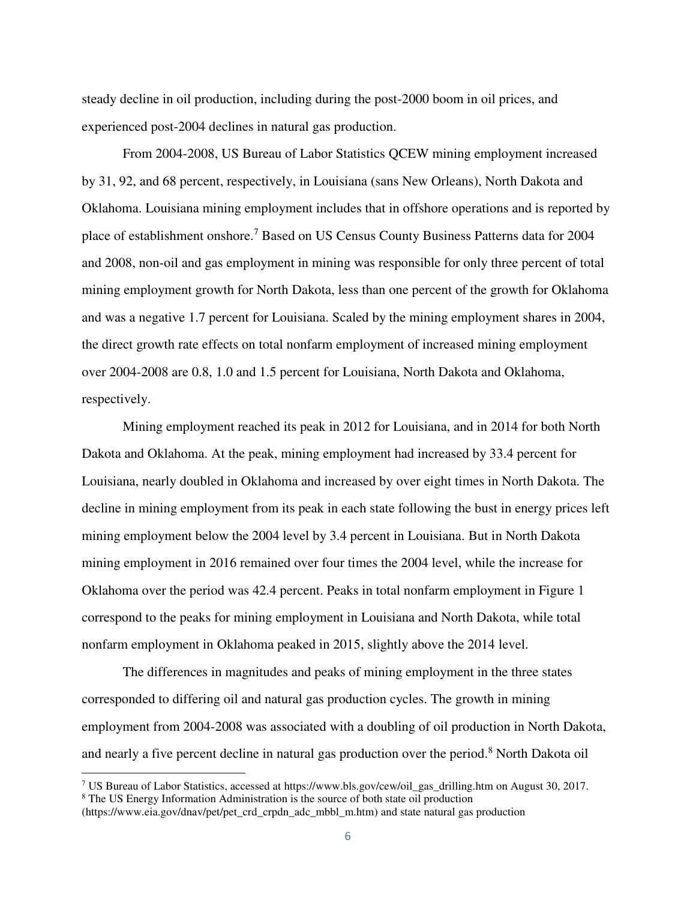steady decline in oil production, including during the post-2000 boom in oil prices, and experienced post-2004 declines in natural gas production.

From 2004-2008, US Bureau of Labor Statistics QCEW mining employment increased by 31, 92, and 68 percent, respectively, in Louisiana (sans New Orleans), North Dakota and Oklahoma. Louisiana mining employment includes that in offshore operations and is reported by place of establishment onshore.[7] Based on US Census County Business Patterns data for 2004 and 2008, non-oil and gas employment in mining was responsible for only three percent of total mining employment growth for North Dakota, less than one percent of the growth for Oklahoma and was a negative 1.7 percent for Louisiana. Scaled by the mining employment shares in 2004, the direct growth rate effects on total nonfarm employment of increased mining employment over 2004-2008 are 0.8, 1.0 and 1.5 percent for Louisiana, North Dakota and Oklahoma, respectively.

Mining employment reached its peak in 2012 for Louisiana, and in 2014 for both North Dakota and Oklahoma. At the peak, mining employment had increased by 33.4 percent for Louisiana, nearly doubled in Oklahoma and increased by over eight times in North Dakota. The decline in mining employment from its peak in each state following the bust in energy prices left mining employment below the 2004 level by 3.4 percent in Louisiana. But in North Dakota mining employment in 2016 remained over four times the 2004 level, while the increase for Oklahoma over the period was 42.4 percent. Peaks in total nonfarm employment in Figure 1 correspond to the peaks for mining employment in Louisiana and North Dakota, while total nonfarm employment in Oklahoma peaked in 2015, slightly above the 2014 level.

The differences in magnitudes and peaks of mining employment in the three states corresponded to differing oil and natural gas production cycles. The growth in mining employment from 2004-2008 was associated with a doubling of oil production in North Dakota, and nearly a five percent decline in natural gas production over the period.[8] North Dakota oil

---

[7] US Bureau of Labor Statistics, accessed at https://www.bls.gov/cew/oil_gas_drilling.htm on August 30, 2017.

[8] The US Energy Information Administration is the source of both state oil production (https://www.eia.gov/dnav/pet/pet_crd_crpdn_adc_mbbl_m.htm) and state natural gas production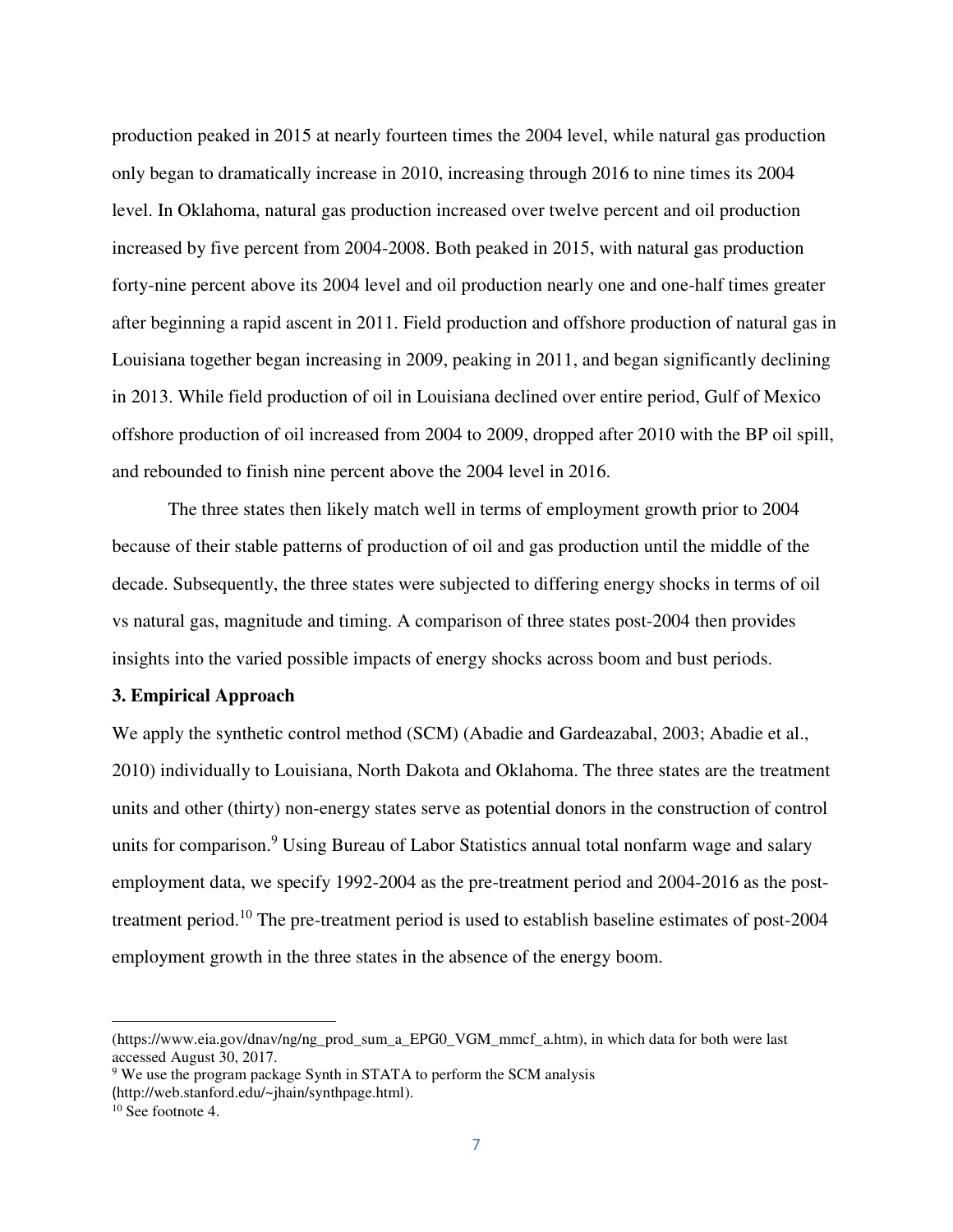production peaked in 2015 at nearly fourteen times the 2004 level, while natural gas production only began to dramatically increase in 2010, increasing through 2016 to nine times its 2004 level. In Oklahoma, natural gas production increased over twelve percent and oil production increased by five percent from 2004-2008. Both peaked in 2015, with natural gas production forty-nine percent above its 2004 level and oil production nearly one and one-half times greater after beginning a rapid ascent in 2011. Field production and offshore production of natural gas in Louisiana together began increasing in 2009, peaking in 2011, and began significantly declining in 2013. While field production of oil in Louisiana declined over entire period, Gulf of Mexico offshore production of oil increased from 2004 to 2009, dropped after 2010 with the BP oil spill, and rebounded to finish nine percent above the 2004 level in 2016.

The three states then likely match well in terms of employment growth prior to 2004 because of their stable patterns of production of oil and gas production until the middle of the decade. Subsequently, the three states were subjected to differing energy shocks in terms of oil vs natural gas, magnitude and timing. A comparison of three states post-2004 then provides insights into the varied possible impacts of energy shocks across boom and bust periods.

### 3. Empirical Approach

We apply the synthetic control method (SCM) (Abadie and Gardeazabal, 2003; Abadie et al., 2010) individually to Louisiana, North Dakota and Oklahoma. The three states are the treatment units and other (thirty) non-energy states serve as potential donors in the construction of control units for comparison.[9] Using Bureau of Labor Statistics annual total nonfarm wage and salary employment data, we specify 1992-2004 as the pre-treatment period and 2004-2016 as the post-treatment period.[10] The pre-treatment period is used to establish baseline estimates of post-2004 employment growth in the three states in the absence of the energy boom.

---

(https://www.eia.gov/dnav/ng/ng_prod_sum_a_EPG0_VGM_mmcf_a.htm), in which data for both were last accessed August 30, 2017.

[9] We use the program package Synth in STATA to perform the SCM analysis (http://web.stanford.edu/~jhain/synthpage.html).

[10] See footnote 4.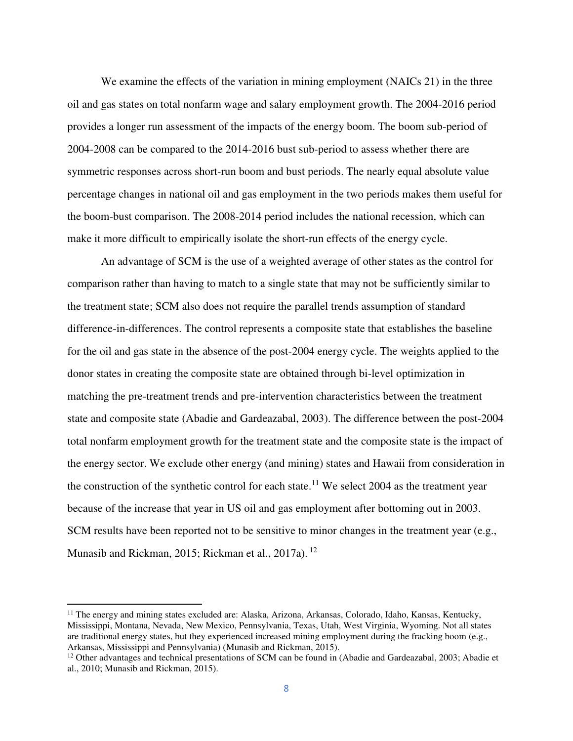We examine the effects of the variation in mining employment (NAICs 21) in the three oil and gas states on total nonfarm wage and salary employment growth. The 2004-2016 period provides a longer run assessment of the impacts of the energy boom. The boom sub-period of 2004-2008 can be compared to the 2014-2016 bust sub-period to assess whether there are symmetric responses across short-run boom and bust periods. The nearly equal absolute value percentage changes in national oil and gas employment in the two periods makes them useful for the boom-bust comparison. The 2008-2014 period includes the national recession, which can make it more difficult to empirically isolate the short-run effects of the energy cycle.

An advantage of SCM is the use of a weighted average of other states as the control for comparison rather than having to match to a single state that may not be sufficiently similar to the treatment state; SCM also does not require the parallel trends assumption of standard difference-in-differences. The control represents a composite state that establishes the baseline for the oil and gas state in the absence of the post-2004 energy cycle. The weights applied to the donor states in creating the composite state are obtained through bi-level optimization in matching the pre-treatment trends and pre-intervention characteristics between the treatment state and composite state (Abadie and Gardeazabal, 2003). The difference between the post-2004 total nonfarm employment growth for the treatment state and the composite state is the impact of the energy sector. We exclude other energy (and mining) states and Hawaii from consideration in the construction of the synthetic control for each state.[11] We select 2004 as the treatment year because of the increase that year in US oil and gas employment after bottoming out in 2003. SCM results have been reported not to be sensitive to minor changes in the treatment year (e.g., Munasib and Rickman, 2015; Rickman et al., 2017a).[12]

[11] The energy and mining states excluded are: Alaska, Arizona, Arkansas, Colorado, Idaho, Kansas, Kentucky, Mississippi, Montana, Nevada, New Mexico, Pennsylvania, Texas, Utah, West Virginia, Wyoming. Not all states are traditional energy states, but they experienced increased mining employment during the fracking boom (e.g., Arkansas, Mississippi and Pennsylvania) (Munasib and Rickman, 2015).

[12] Other advantages and technical presentations of SCM can be found in (Abadie and Gardeazabal, 2003; Abadie et al., 2010; Munasib and Rickman, 2015).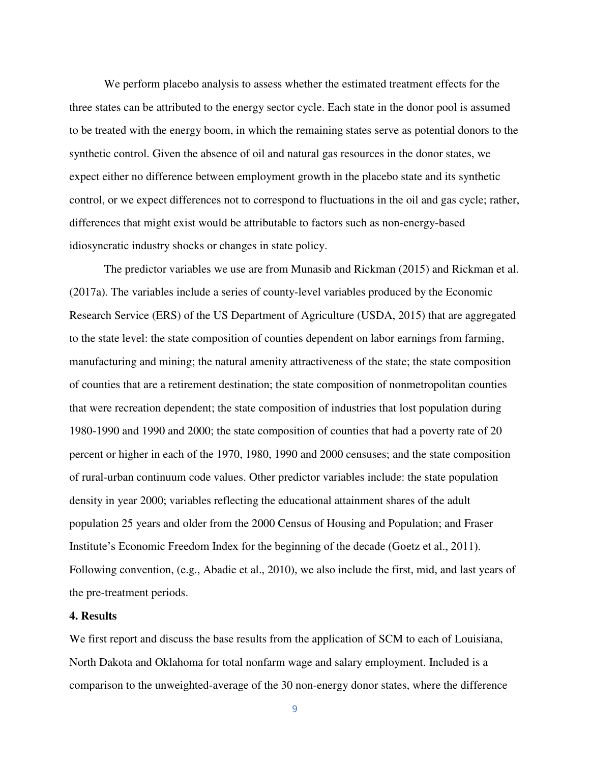We perform placebo analysis to assess whether the estimated treatment effects for the three states can be attributed to the energy sector cycle. Each state in the donor pool is assumed to be treated with the energy boom, in which the remaining states serve as potential donors to the synthetic control. Given the absence of oil and natural gas resources in the donor states, we expect either no difference between employment growth in the placebo state and its synthetic control, or we expect differences not to correspond to fluctuations in the oil and gas cycle; rather, differences that might exist would be attributable to factors such as non-energy-based idiosyncratic industry shocks or changes in state policy.

The predictor variables we use are from Munasib and Rickman (2015) and Rickman et al. (2017a). The variables include a series of county-level variables produced by the Economic Research Service (ERS) of the US Department of Agriculture (USDA, 2015) that are aggregated to the state level: the state composition of counties dependent on labor earnings from farming, manufacturing and mining; the natural amenity attractiveness of the state; the state composition of counties that are a retirement destination; the state composition of nonmetropolitan counties that were recreation dependent; the state composition of industries that lost population during 1980-1990 and 1990 and 2000; the state composition of counties that had a poverty rate of 20 percent or higher in each of the 1970, 1980, 1990 and 2000 censuses; and the state composition of rural-urban continuum code values. Other predictor variables include: the state population density in year 2000; variables reflecting the educational attainment shares of the adult population 25 years and older from the 2000 Census of Housing and Population; and Fraser Institute's Economic Freedom Index for the beginning of the decade (Goetz et al., 2011). Following convention, (e.g., Abadie et al., 2010), we also include the first, mid, and last years of the pre-treatment periods.

## 4. Results

We first report and discuss the base results from the application of SCM to each of Louisiana, North Dakota and Oklahoma for total nonfarm wage and salary employment. Included is a comparison to the unweighted-average of the 30 non-energy donor states, where the difference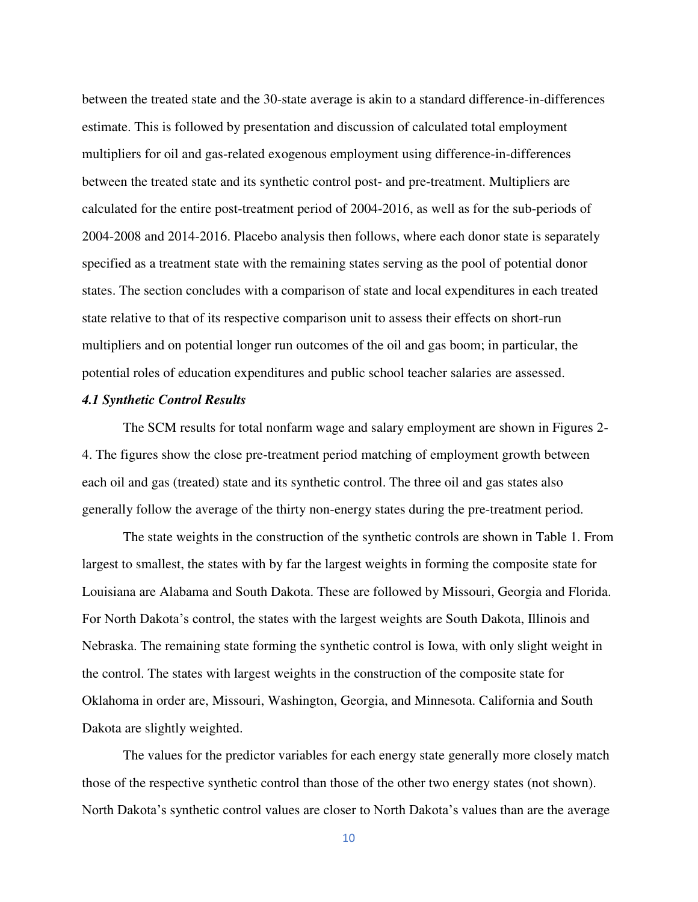between the treated state and the 30-state average is akin to a standard difference-in-differences estimate. This is followed by presentation and discussion of calculated total employment multipliers for oil and gas-related exogenous employment using difference-in-differences between the treated state and its synthetic control post- and pre-treatment. Multipliers are calculated for the entire post-treatment period of 2004-2016, as well as for the sub-periods of 2004-2008 and 2014-2016. Placebo analysis then follows, where each donor state is separately specified as a treatment state with the remaining states serving as the pool of potential donor states. The section concludes with a comparison of state and local expenditures in each treated state relative to that of its respective comparison unit to assess their effects on short-run multipliers and on potential longer run outcomes of the oil and gas boom; in particular, the potential roles of education expenditures and public school teacher salaries are assessed.

### *4.1 Synthetic Control Results*

The SCM results for total nonfarm wage and salary employment are shown in Figures 2-4. The figures show the close pre-treatment period matching of employment growth between each oil and gas (treated) state and its synthetic control. The three oil and gas states also generally follow the average of the thirty non-energy states during the pre-treatment period.

The state weights in the construction of the synthetic controls are shown in Table 1. From largest to smallest, the states with by far the largest weights in forming the composite state for Louisiana are Alabama and South Dakota. These are followed by Missouri, Georgia and Florida. For North Dakota's control, the states with the largest weights are South Dakota, Illinois and Nebraska. The remaining state forming the synthetic control is Iowa, with only slight weight in the control. The states with largest weights in the construction of the composite state for Oklahoma in order are, Missouri, Washington, Georgia, and Minnesota. California and South Dakota are slightly weighted.

The values for the predictor variables for each energy state generally more closely match those of the respective synthetic control than those of the other two energy states (not shown). North Dakota's synthetic control values are closer to North Dakota's values than are the average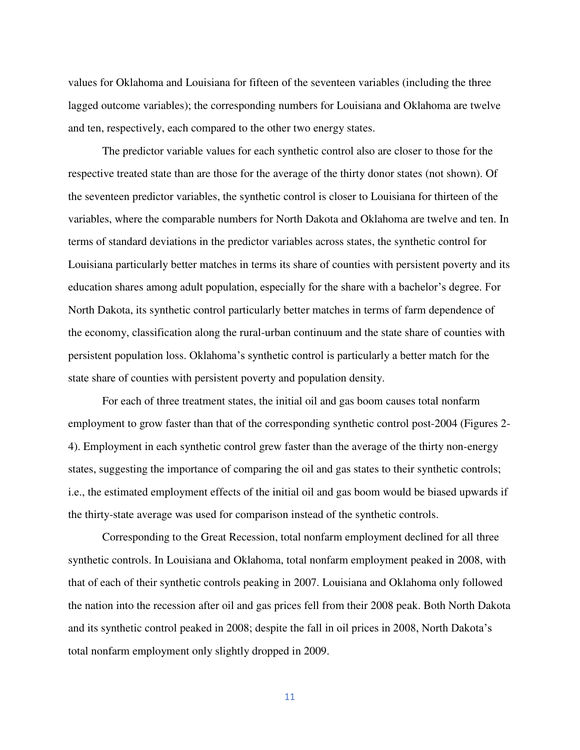values for Oklahoma and Louisiana for fifteen of the seventeen variables (including the three lagged outcome variables); the corresponding numbers for Louisiana and Oklahoma are twelve and ten, respectively, each compared to the other two energy states.

The predictor variable values for each synthetic control also are closer to those for the respective treated state than are those for the average of the thirty donor states (not shown). Of the seventeen predictor variables, the synthetic control is closer to Louisiana for thirteen of the variables, where the comparable numbers for North Dakota and Oklahoma are twelve and ten. In terms of standard deviations in the predictor variables across states, the synthetic control for Louisiana particularly better matches in terms its share of counties with persistent poverty and its education shares among adult population, especially for the share with a bachelor's degree. For North Dakota, its synthetic control particularly better matches in terms of farm dependence of the economy, classification along the rural-urban continuum and the state share of counties with persistent population loss. Oklahoma's synthetic control is particularly a better match for the state share of counties with persistent poverty and population density.

For each of three treatment states, the initial oil and gas boom causes total nonfarm employment to grow faster than that of the corresponding synthetic control post-2004 (Figures 2-4). Employment in each synthetic control grew faster than the average of the thirty non-energy states, suggesting the importance of comparing the oil and gas states to their synthetic controls; i.e., the estimated employment effects of the initial oil and gas boom would be biased upwards if the thirty-state average was used for comparison instead of the synthetic controls.

Corresponding to the Great Recession, total nonfarm employment declined for all three synthetic controls. In Louisiana and Oklahoma, total nonfarm employment peaked in 2008, with that of each of their synthetic controls peaking in 2007. Louisiana and Oklahoma only followed the nation into the recession after oil and gas prices fell from their 2008 peak. Both North Dakota and its synthetic control peaked in 2008; despite the fall in oil prices in 2008, North Dakota's total nonfarm employment only slightly dropped in 2009.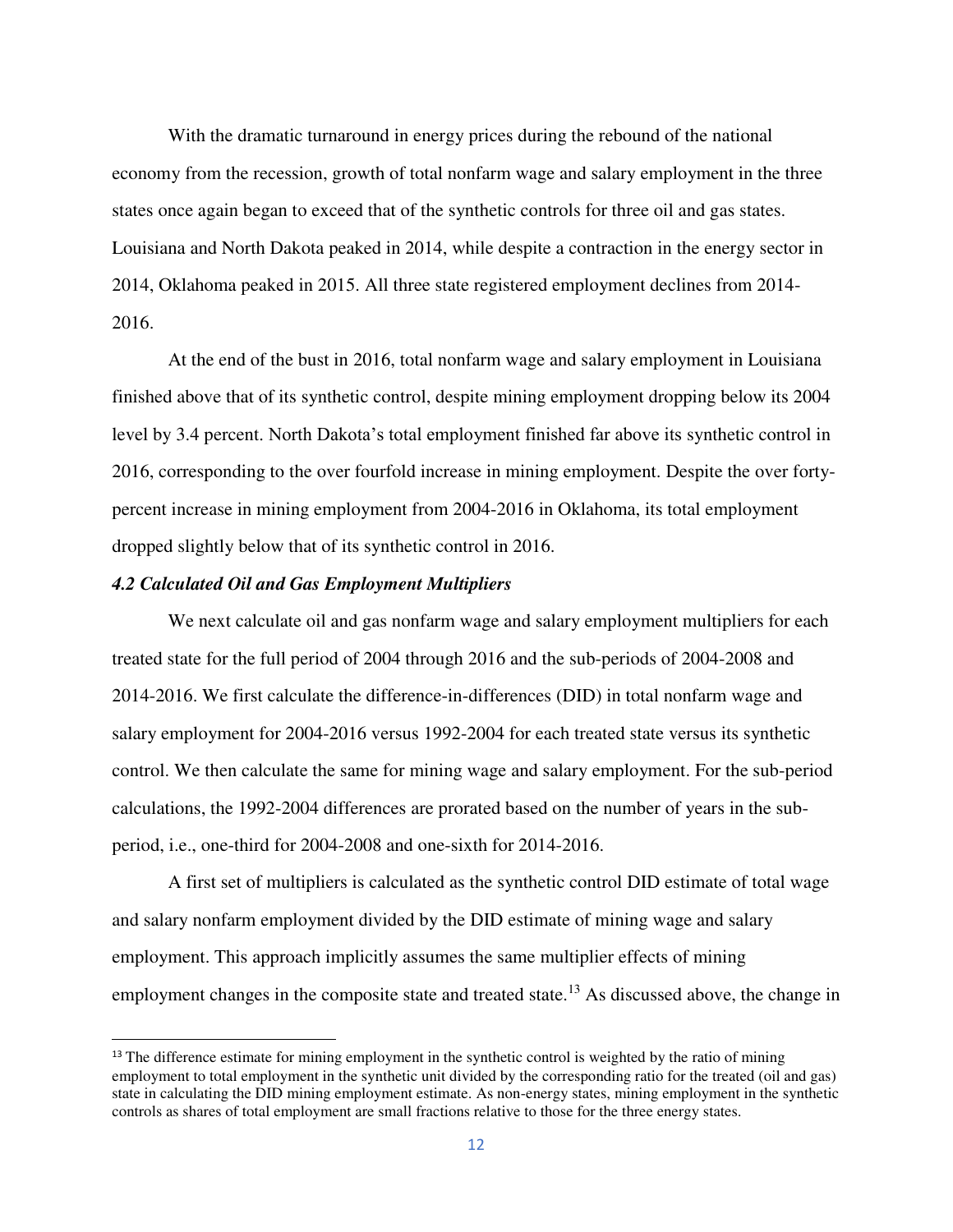With the dramatic turnaround in energy prices during the rebound of the national economy from the recession, growth of total nonfarm wage and salary employment in the three states once again began to exceed that of the synthetic controls for three oil and gas states. Louisiana and North Dakota peaked in 2014, while despite a contraction in the energy sector in 2014, Oklahoma peaked in 2015. All three state registered employment declines from 2014-2016.

At the end of the bust in 2016, total nonfarm wage and salary employment in Louisiana finished above that of its synthetic control, despite mining employment dropping below its 2004 level by 3.4 percent. North Dakota's total employment finished far above its synthetic control in 2016, corresponding to the over fourfold increase in mining employment. Despite the over forty-percent increase in mining employment from 2004-2016 in Oklahoma, its total employment dropped slightly below that of its synthetic control in 2016.

### *4.2 Calculated Oil and Gas Employment Multipliers*

We next calculate oil and gas nonfarm wage and salary employment multipliers for each treated state for the full period of 2004 through 2016 and the sub-periods of 2004-2008 and 2014-2016. We first calculate the difference-in-differences (DID) in total nonfarm wage and salary employment for 2004-2016 versus 1992-2004 for each treated state versus its synthetic control. We then calculate the same for mining wage and salary employment. For the sub-period calculations, the 1992-2004 differences are prorated based on the number of years in the sub-period, i.e., one-third for 2004-2008 and one-sixth for 2014-2016.

A first set of multipliers is calculated as the synthetic control DID estimate of total wage and salary nonfarm employment divided by the DID estimate of mining wage and salary employment. This approach implicitly assumes the same multiplier effects of mining employment changes in the composite state and treated state.[13] As discussed above, the change in

[13] The difference estimate for mining employment in the synthetic control is weighted by the ratio of mining employment to total employment in the synthetic unit divided by the corresponding ratio for the treated (oil and gas) state in calculating the DID mining employment estimate. As non-energy states, mining employment in the synthetic controls as shares of total employment are small fractions relative to those for the three energy states.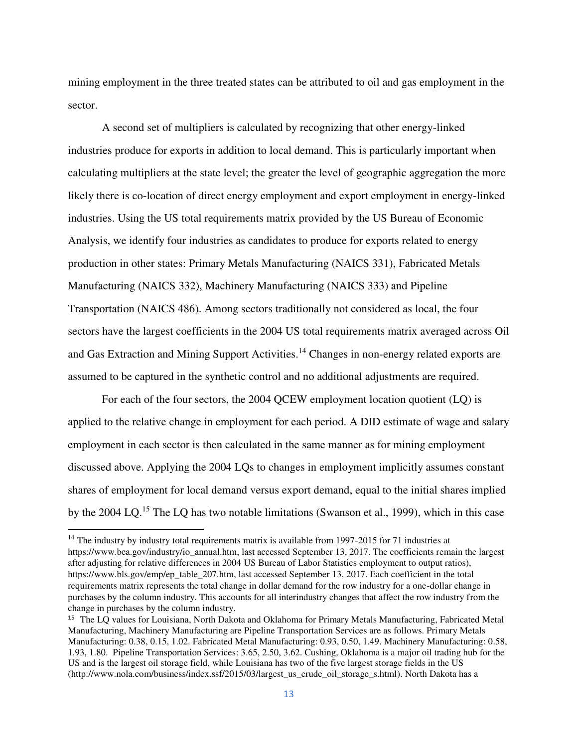mining employment in the three treated states can be attributed to oil and gas employment in the sector.

A second set of multipliers is calculated by recognizing that other energy-linked industries produce for exports in addition to local demand. This is particularly important when calculating multipliers at the state level; the greater the level of geographic aggregation the more likely there is co-location of direct energy employment and export employment in energy-linked industries. Using the US total requirements matrix provided by the US Bureau of Economic Analysis, we identify four industries as candidates to produce for exports related to energy production in other states: Primary Metals Manufacturing (NAICS 331), Fabricated Metals Manufacturing (NAICS 332), Machinery Manufacturing (NAICS 333) and Pipeline Transportation (NAICS 486). Among sectors traditionally not considered as local, the four sectors have the largest coefficients in the 2004 US total requirements matrix averaged across Oil and Gas Extraction and Mining Support Activities.[14] Changes in non-energy related exports are assumed to be captured in the synthetic control and no additional adjustments are required.

For each of the four sectors, the 2004 QCEW employment location quotient (LQ) is applied to the relative change in employment for each period. A DID estimate of wage and salary employment in each sector is then calculated in the same manner as for mining employment discussed above. Applying the 2004 LQs to changes in employment implicitly assumes constant shares of employment for local demand versus export demand, equal to the initial shares implied by the 2004 LQ.[15] The LQ has two notable limitations (Swanson et al., 1999), which in this case

---

[14] The industry by industry total requirements matrix is available from 1997-2015 for 71 industries at https://www.bea.gov/industry/io_annual.htm, last accessed September 13, 2017. The coefficients remain the largest after adjusting for relative differences in 2004 US Bureau of Labor Statistics employment to output ratios), https://www.bls.gov/emp/ep_table_207.htm, last accessed September 13, 2017. Each coefficient in the total requirements matrix represents the total change in dollar demand for the row industry for a one-dollar change in purchases by the column industry. This accounts for all interindustry changes that affect the row industry from the change in purchases by the column industry.

[15] The LQ values for Louisiana, North Dakota and Oklahoma for Primary Metals Manufacturing, Fabricated Metal Manufacturing, Machinery Manufacturing are Pipeline Transportation Services are as follows. Primary Metals Manufacturing: 0.38, 0.15, 1.02. Fabricated Metal Manufacturing: 0.93, 0.50, 1.49. Machinery Manufacturing: 0.58, 1.93, 1.80. Pipeline Transportation Services: 3.65, 2.50, 3.62. Cushing, Oklahoma is a major oil trading hub for the US and is the largest oil storage field, while Louisiana has two of the five largest storage fields in the US (http://www.nola.com/business/index.ssf/2015/03/largest_us_crude_oil_storage_s.html). North Dakota has a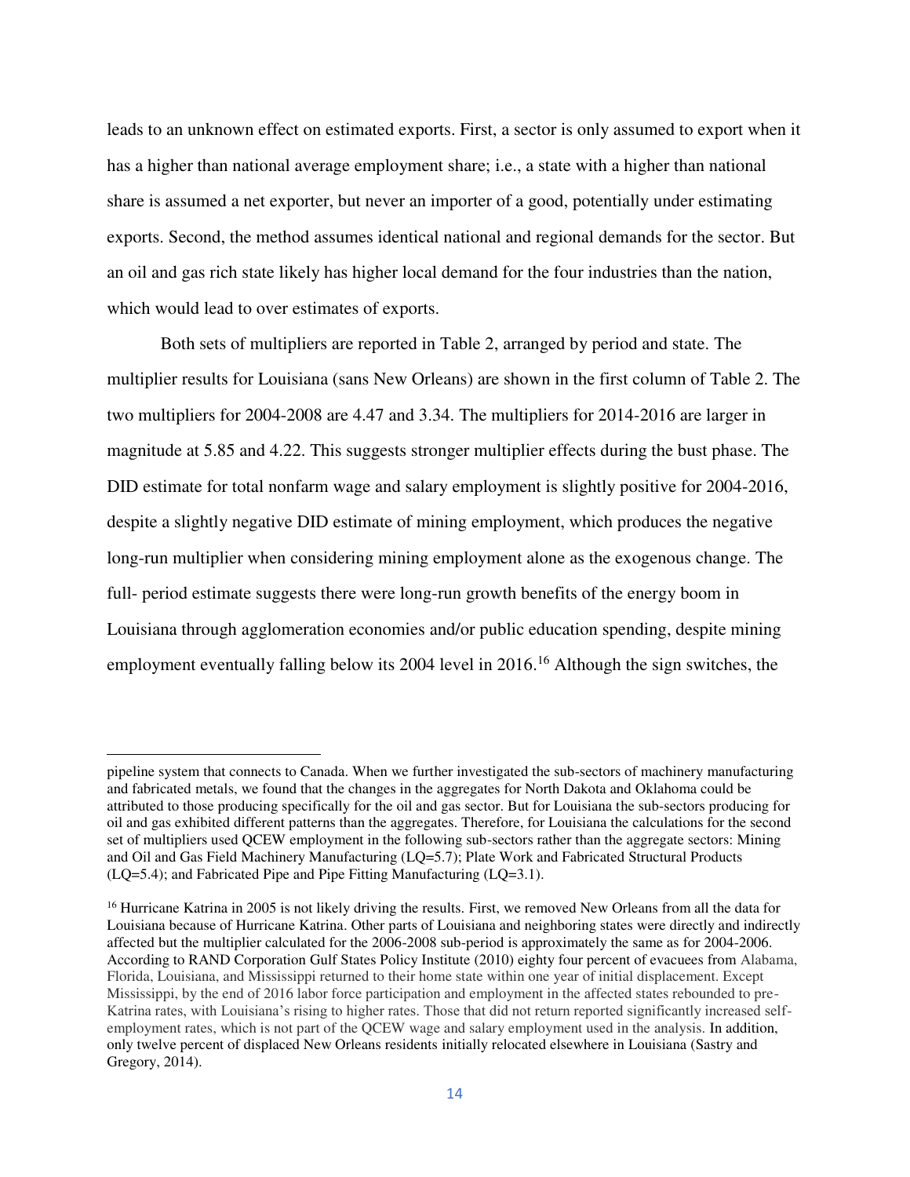leads to an unknown effect on estimated exports. First, a sector is only assumed to export when it has a higher than national average employment share; i.e., a state with a higher than national share is assumed a net exporter, but never an importer of a good, potentially under estimating exports. Second, the method assumes identical national and regional demands for the sector. But an oil and gas rich state likely has higher local demand for the four industries than the nation, which would lead to over estimates of exports.

Both sets of multipliers are reported in Table 2, arranged by period and state. The multiplier results for Louisiana (sans New Orleans) are shown in the first column of Table 2. The two multipliers for 2004-2008 are 4.47 and 3.34. The multipliers for 2014-2016 are larger in magnitude at 5.85 and 4.22. This suggests stronger multiplier effects during the bust phase. The DID estimate for total nonfarm wage and salary employment is slightly positive for 2004-2016, despite a slightly negative DID estimate of mining employment, which produces the negative long-run multiplier when considering mining employment alone as the exogenous change. The full- period estimate suggests there were long-run growth benefits of the energy boom in Louisiana through agglomeration economies and/or public education spending, despite mining employment eventually falling below its 2004 level in 2016.[16] Although the sign switches, the

---

pipeline system that connects to Canada. When we further investigated the sub-sectors of machinery manufacturing and fabricated metals, we found that the changes in the aggregates for North Dakota and Oklahoma could be attributed to those producing specifically for the oil and gas sector. But for Louisiana the sub-sectors producing for oil and gas exhibited different patterns than the aggregates. Therefore, for Louisiana the calculations for the second set of multipliers used QCEW employment in the following sub-sectors rather than the aggregate sectors: Mining and Oil and Gas Field Machinery Manufacturing (LQ=5.7); Plate Work and Fabricated Structural Products (LQ=5.4); and Fabricated Pipe and Pipe Fitting Manufacturing (LQ=3.1).

[16] Hurricane Katrina in 2005 is not likely driving the results. First, we removed New Orleans from all the data for Louisiana because of Hurricane Katrina. Other parts of Louisiana and neighboring states were directly and indirectly affected but the multiplier calculated for the 2006-2008 sub-period is approximately the same as for 2004-2006. According to RAND Corporation Gulf States Policy Institute (2010) eighty four percent of evacuees from Alabama, Florida, Louisiana, and Mississippi returned to their home state within one year of initial displacement. Except Mississippi, by the end of 2016 labor force participation and employment in the affected states rebounded to pre-Katrina rates, with Louisiana's rising to higher rates. Those that did not return reported significantly increased self-employment rates, which is not part of the QCEW wage and salary employment used in the analysis. In addition, only twelve percent of displaced New Orleans residents initially relocated elsewhere in Louisiana (Sastry and Gregory, 2014).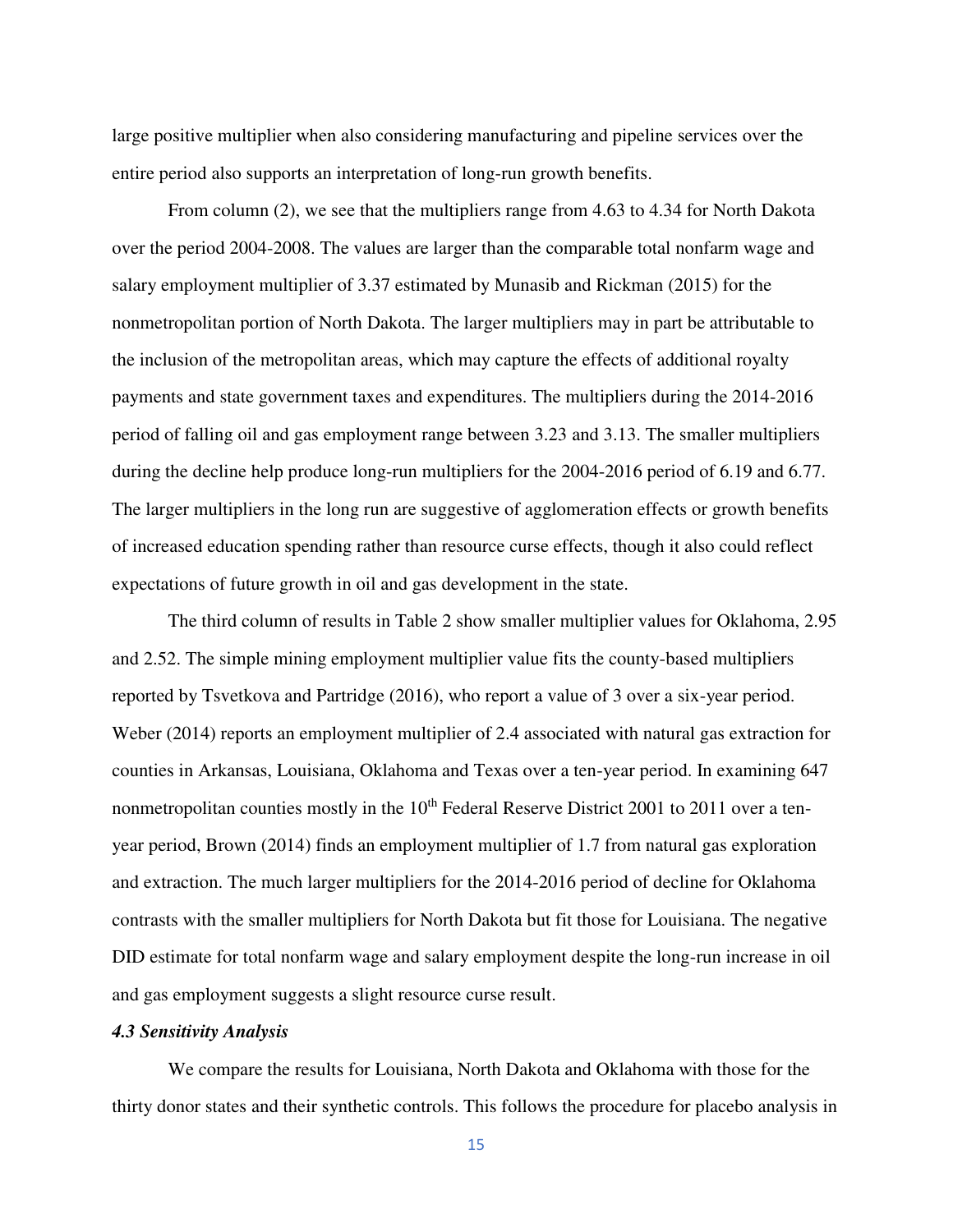large positive multiplier when also considering manufacturing and pipeline services over the entire period also supports an interpretation of long-run growth benefits.

From column (2), we see that the multipliers range from 4.63 to 4.34 for North Dakota over the period 2004-2008. The values are larger than the comparable total nonfarm wage and salary employment multiplier of 3.37 estimated by Munasib and Rickman (2015) for the nonmetropolitan portion of North Dakota. The larger multipliers may in part be attributable to the inclusion of the metropolitan areas, which may capture the effects of additional royalty payments and state government taxes and expenditures. The multipliers during the 2014-2016 period of falling oil and gas employment range between 3.23 and 3.13. The smaller multipliers during the decline help produce long-run multipliers for the 2004-2016 period of 6.19 and 6.77. The larger multipliers in the long run are suggestive of agglomeration effects or growth benefits of increased education spending rather than resource curse effects, though it also could reflect expectations of future growth in oil and gas development in the state.

The third column of results in Table 2 show smaller multiplier values for Oklahoma, 2.95 and 2.52. The simple mining employment multiplier value fits the county-based multipliers reported by Tsvetkova and Partridge (2016), who report a value of 3 over a six-year period. Weber (2014) reports an employment multiplier of 2.4 associated with natural gas extraction for counties in Arkansas, Louisiana, Oklahoma and Texas over a ten-year period. In examining 647 nonmetropolitan counties mostly in the 10th Federal Reserve District 2001 to 2011 over a ten-year period, Brown (2014) finds an employment multiplier of 1.7 from natural gas exploration and extraction. The much larger multipliers for the 2014-2016 period of decline for Oklahoma contrasts with the smaller multipliers for North Dakota but fit those for Louisiana. The negative DID estimate for total nonfarm wage and salary employment despite the long-run increase in oil and gas employment suggests a slight resource curse result.

### *4.3 Sensitivity Analysis*

We compare the results for Louisiana, North Dakota and Oklahoma with those for the thirty donor states and their synthetic controls. This follows the procedure for placebo analysis in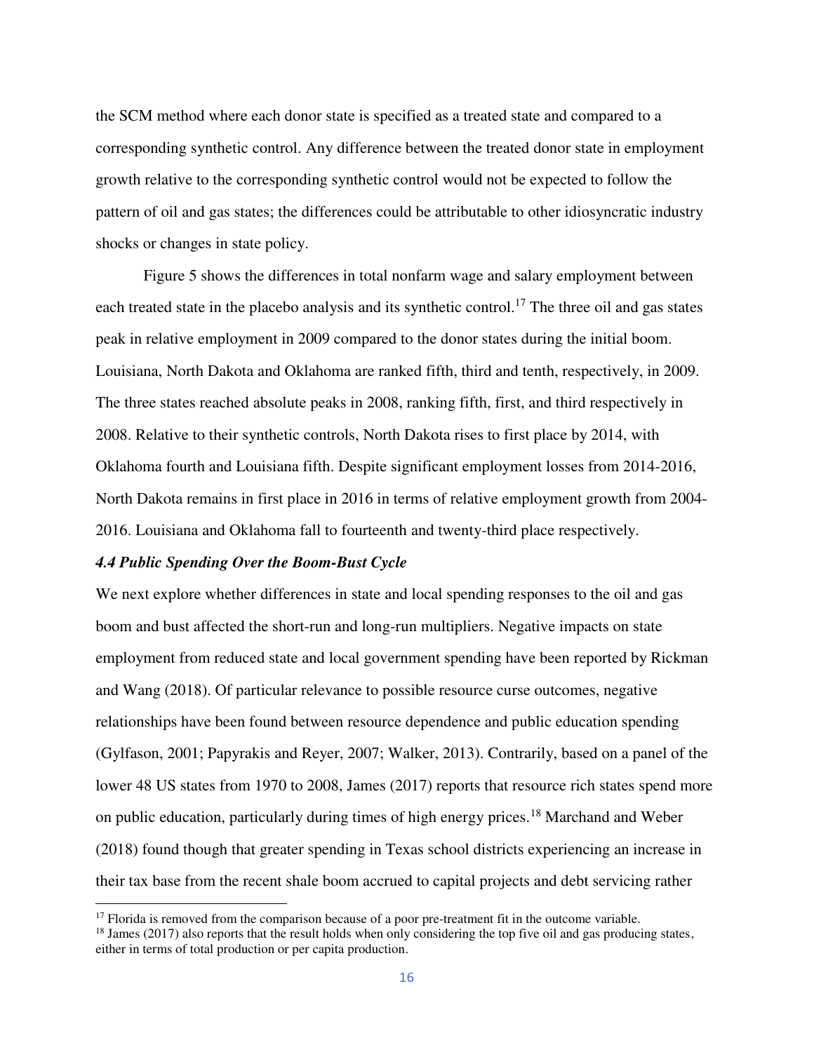the SCM method where each donor state is specified as a treated state and compared to a corresponding synthetic control. Any difference between the treated donor state in employment growth relative to the corresponding synthetic control would not be expected to follow the pattern of oil and gas states; the differences could be attributable to other idiosyncratic industry shocks or changes in state policy.

Figure 5 shows the differences in total nonfarm wage and salary employment between each treated state in the placebo analysis and its synthetic control.[17] The three oil and gas states peak in relative employment in 2009 compared to the donor states during the initial boom. Louisiana, North Dakota and Oklahoma are ranked fifth, third and tenth, respectively, in 2009. The three states reached absolute peaks in 2008, ranking fifth, first, and third respectively in 2008. Relative to their synthetic controls, North Dakota rises to first place by 2014, with Oklahoma fourth and Louisiana fifth. Despite significant employment losses from 2014-2016, North Dakota remains in first place in 2016 in terms of relative employment growth from 2004-2016. Louisiana and Oklahoma fall to fourteenth and twenty-third place respectively.

### *4.4 Public Spending Over the Boom-Bust Cycle*

We next explore whether differences in state and local spending responses to the oil and gas boom and bust affected the short-run and long-run multipliers. Negative impacts on state employment from reduced state and local government spending have been reported by Rickman and Wang (2018). Of particular relevance to possible resource curse outcomes, negative relationships have been found between resource dependence and public education spending (Gylfason, 2001; Papyrakis and Reyer, 2007; Walker, 2013). Contrarily, based on a panel of the lower 48 US states from 1970 to 2008, James (2017) reports that resource rich states spend more on public education, particularly during times of high energy prices.[18] Marchand and Weber (2018) found though that greater spending in Texas school districts experiencing an increase in their tax base from the recent shale boom accrued to capital projects and debt servicing rather

[17] Florida is removed from the comparison because of a poor pre-treatment fit in the outcome variable.

[18] James (2017) also reports that the result holds when only considering the top five oil and gas producing states, either in terms of total production or per capita production.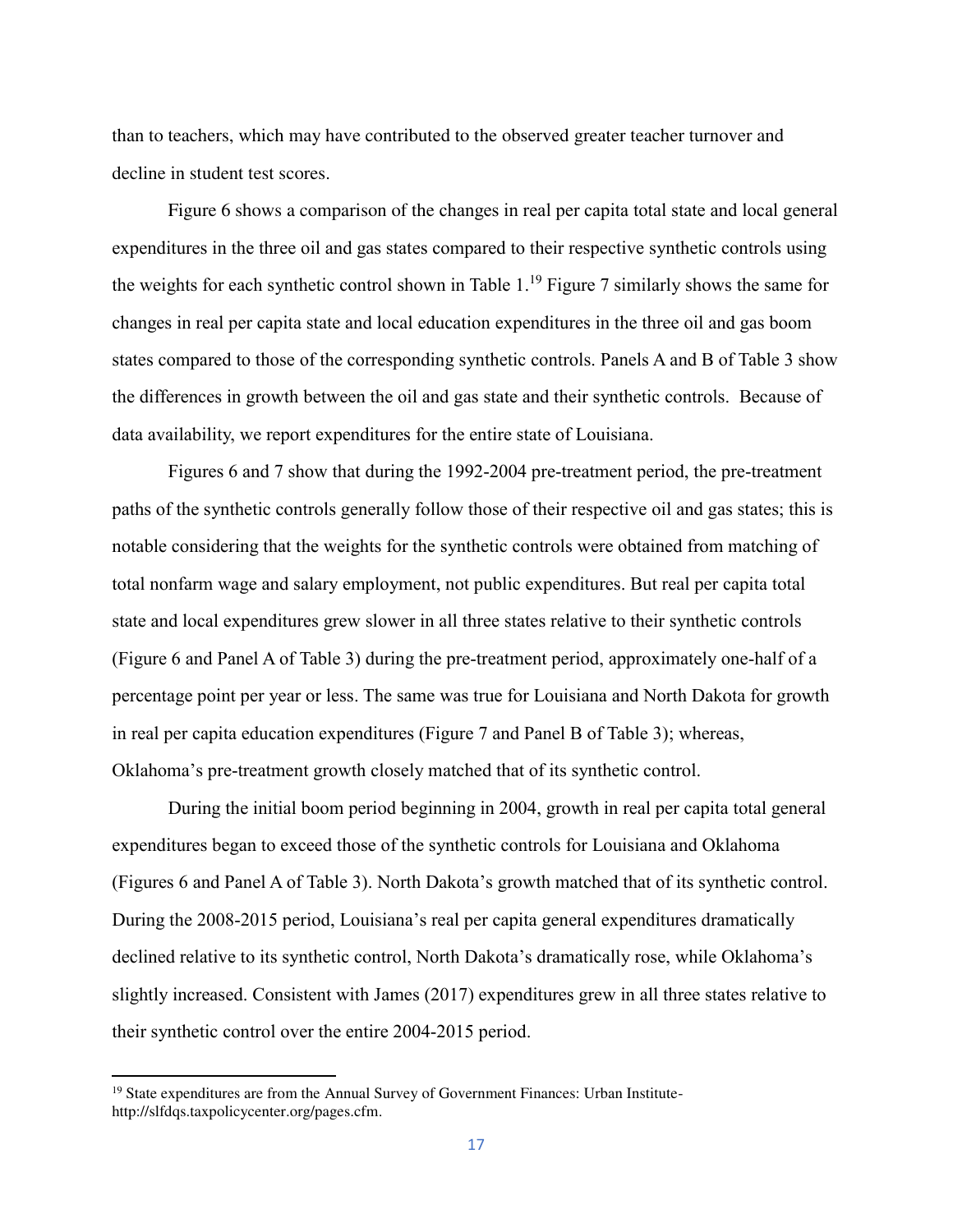than to teachers, which may have contributed to the observed greater teacher turnover and decline in student test scores.

Figure 6 shows a comparison of the changes in real per capita total state and local general expenditures in the three oil and gas states compared to their respective synthetic controls using the weights for each synthetic control shown in Table 1.[19] Figure 7 similarly shows the same for changes in real per capita state and local education expenditures in the three oil and gas boom states compared to those of the corresponding synthetic controls. Panels A and B of Table 3 show the differences in growth between the oil and gas state and their synthetic controls. Because of data availability, we report expenditures for the entire state of Louisiana.

Figures 6 and 7 show that during the 1992-2004 pre-treatment period, the pre-treatment paths of the synthetic controls generally follow those of their respective oil and gas states; this is notable considering that the weights for the synthetic controls were obtained from matching of total nonfarm wage and salary employment, not public expenditures. But real per capita total state and local expenditures grew slower in all three states relative to their synthetic controls (Figure 6 and Panel A of Table 3) during the pre-treatment period, approximately one-half of a percentage point per year or less. The same was true for Louisiana and North Dakota for growth in real per capita education expenditures (Figure 7 and Panel B of Table 3); whereas, Oklahoma's pre-treatment growth closely matched that of its synthetic control.

During the initial boom period beginning in 2004, growth in real per capita total general expenditures began to exceed those of the synthetic controls for Louisiana and Oklahoma (Figures 6 and Panel A of Table 3). North Dakota's growth matched that of its synthetic control. During the 2008-2015 period, Louisiana's real per capita general expenditures dramatically declined relative to its synthetic control, North Dakota's dramatically rose, while Oklahoma's slightly increased. Consistent with James (2017) expenditures grew in all three states relative to their synthetic control over the entire 2004-2015 period.

[19] State expenditures are from the Annual Survey of Government Finances: Urban Institute- http://slfdqs.taxpolicycenter.org/pages.cfm.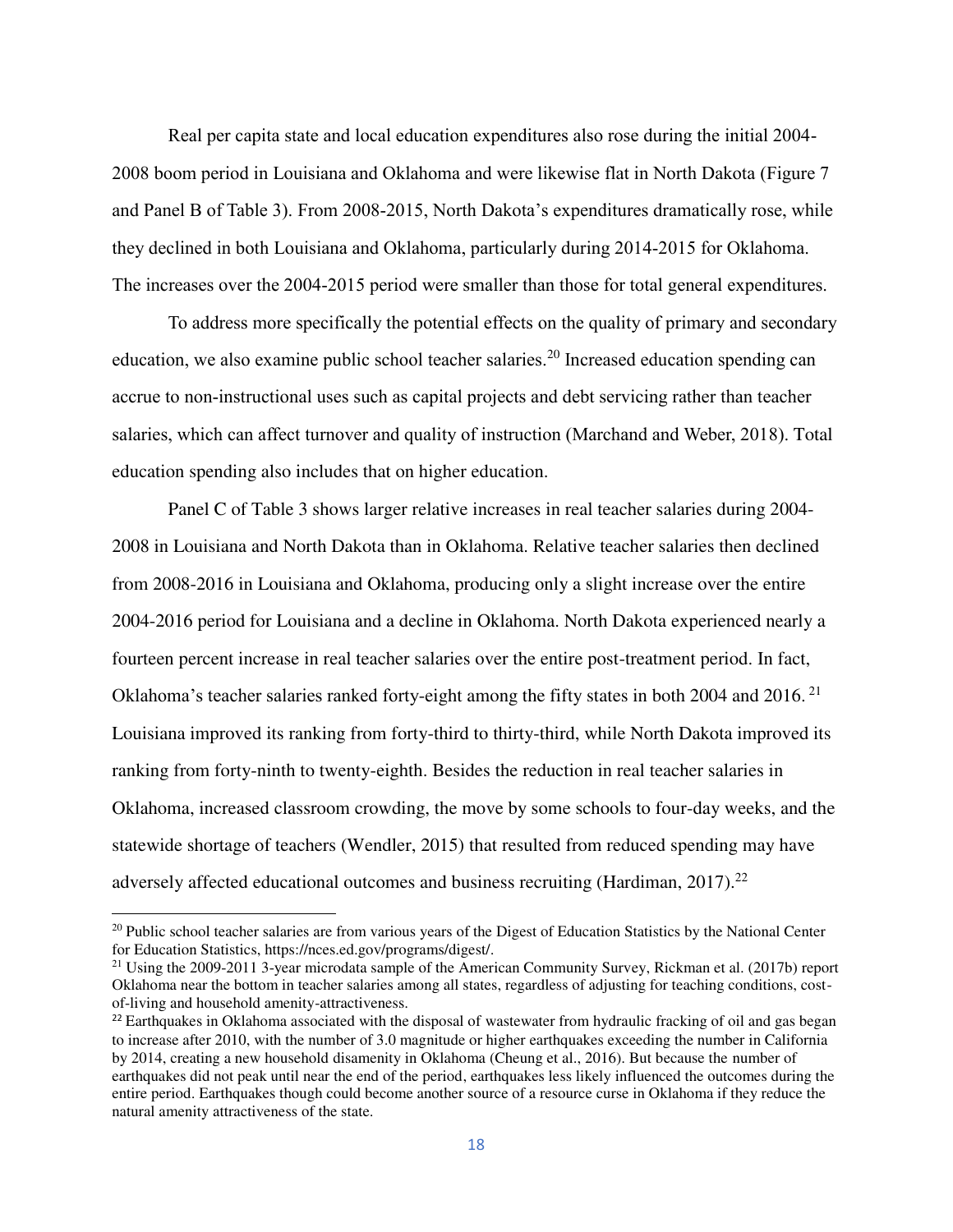Real per capita state and local education expenditures also rose during the initial 2004-2008 boom period in Louisiana and Oklahoma and were likewise flat in North Dakota (Figure 7 and Panel B of Table 3). From 2008-2015, North Dakota's expenditures dramatically rose, while they declined in both Louisiana and Oklahoma, particularly during 2014-2015 for Oklahoma. The increases over the 2004-2015 period were smaller than those for total general expenditures.

To address more specifically the potential effects on the quality of primary and secondary education, we also examine public school teacher salaries.[20] Increased education spending can accrue to non-instructional uses such as capital projects and debt servicing rather than teacher salaries, which can affect turnover and quality of instruction (Marchand and Weber, 2018). Total education spending also includes that on higher education.

Panel C of Table 3 shows larger relative increases in real teacher salaries during 2004-2008 in Louisiana and North Dakota than in Oklahoma. Relative teacher salaries then declined from 2008-2016 in Louisiana and Oklahoma, producing only a slight increase over the entire 2004-2016 period for Louisiana and a decline in Oklahoma. North Dakota experienced nearly a fourteen percent increase in real teacher salaries over the entire post-treatment period. In fact, Oklahoma's teacher salaries ranked forty-eight among the fifty states in both 2004 and 2016.[21] Louisiana improved its ranking from forty-third to thirty-third, while North Dakota improved its ranking from forty-ninth to twenty-eighth. Besides the reduction in real teacher salaries in Oklahoma, increased classroom crowding, the move by some schools to four-day weeks, and the statewide shortage of teachers (Wendler, 2015) that resulted from reduced spending may have adversely affected educational outcomes and business recruiting (Hardiman, 2017).[22]

---

[20] Public school teacher salaries are from various years of the Digest of Education Statistics by the National Center for Education Statistics, https://nces.ed.gov/programs/digest/.

[21] Using the 2009-2011 3-year microdata sample of the American Community Survey, Rickman et al. (2017b) report Oklahoma near the bottom in teacher salaries among all states, regardless of adjusting for teaching conditions, cost-of-living and household amenity-attractiveness.

[22] Earthquakes in Oklahoma associated with the disposal of wastewater from hydraulic fracking of oil and gas began to increase after 2010, with the number of 3.0 magnitude or higher earthquakes exceeding the number in California by 2014, creating a new household disamenity in Oklahoma (Cheung et al., 2016). But because the number of earthquakes did not peak until near the end of the period, earthquakes less likely influenced the outcomes during the entire period. Earthquakes though could become another source of a resource curse in Oklahoma if they reduce the natural amenity attractiveness of the state.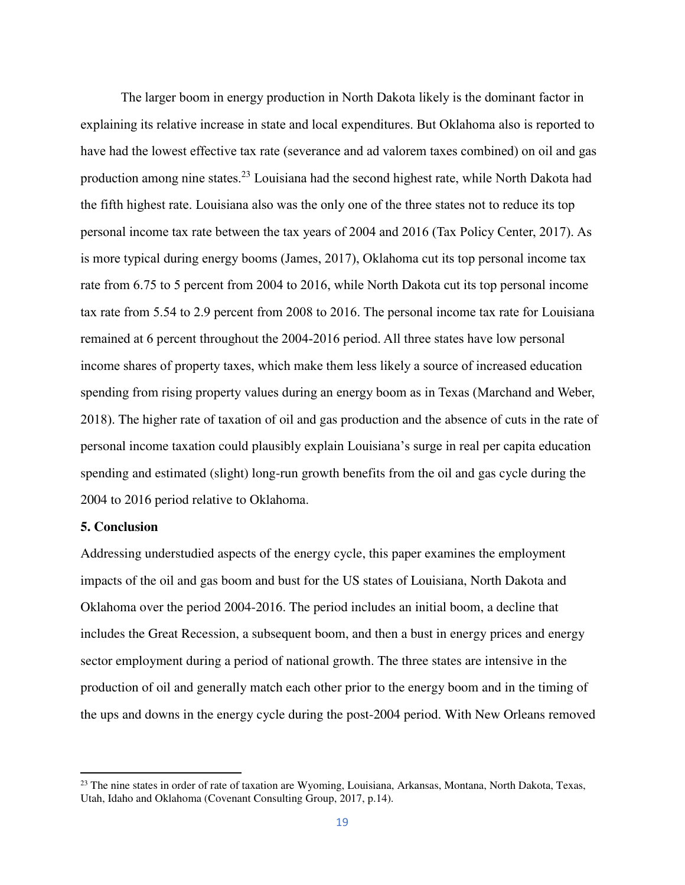The larger boom in energy production in North Dakota likely is the dominant factor in explaining its relative increase in state and local expenditures. But Oklahoma also is reported to have had the lowest effective tax rate (severance and ad valorem taxes combined) on oil and gas production among nine states.[23] Louisiana had the second highest rate, while North Dakota had the fifth highest rate. Louisiana also was the only one of the three states not to reduce its top personal income tax rate between the tax years of 2004 and 2016 (Tax Policy Center, 2017). As is more typical during energy booms (James, 2017), Oklahoma cut its top personal income tax rate from 6.75 to 5 percent from 2004 to 2016, while North Dakota cut its top personal income tax rate from 5.54 to 2.9 percent from 2008 to 2016. The personal income tax rate for Louisiana remained at 6 percent throughout the 2004-2016 period. All three states have low personal income shares of property taxes, which make them less likely a source of increased education spending from rising property values during an energy boom as in Texas (Marchand and Weber, 2018). The higher rate of taxation of oil and gas production and the absence of cuts in the rate of personal income taxation could plausibly explain Louisiana's surge in real per capita education spending and estimated (slight) long-run growth benefits from the oil and gas cycle during the 2004 to 2016 period relative to Oklahoma.

## 5. Conclusion

Addressing understudied aspects of the energy cycle, this paper examines the employment impacts of the oil and gas boom and bust for the US states of Louisiana, North Dakota and Oklahoma over the period 2004-2016. The period includes an initial boom, a decline that includes the Great Recession, a subsequent boom, and then a bust in energy prices and energy sector employment during a period of national growth. The three states are intensive in the production of oil and generally match each other prior to the energy boom and in the timing of the ups and downs in the energy cycle during the post-2004 period. With New Orleans removed

---

[23] The nine states in order of rate of taxation are Wyoming, Louisiana, Arkansas, Montana, North Dakota, Texas, Utah, Idaho and Oklahoma (Covenant Consulting Group, 2017, p.14).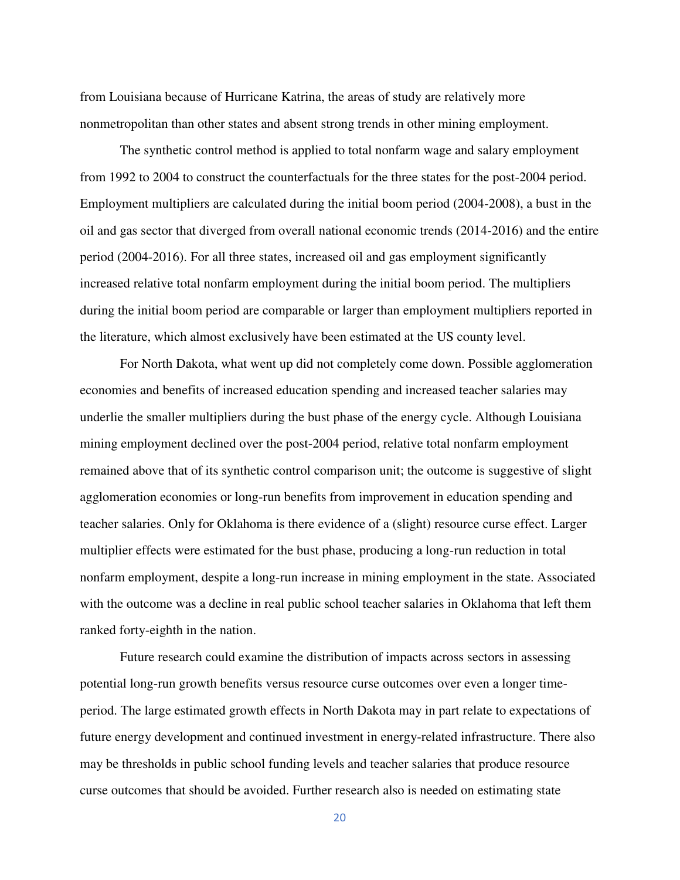from Louisiana because of Hurricane Katrina, the areas of study are relatively more nonmetropolitan than other states and absent strong trends in other mining employment.

The synthetic control method is applied to total nonfarm wage and salary employment from 1992 to 2004 to construct the counterfactuals for the three states for the post-2004 period. Employment multipliers are calculated during the initial boom period (2004-2008), a bust in the oil and gas sector that diverged from overall national economic trends (2014-2016) and the entire period (2004-2016). For all three states, increased oil and gas employment significantly increased relative total nonfarm employment during the initial boom period. The multipliers during the initial boom period are comparable or larger than employment multipliers reported in the literature, which almost exclusively have been estimated at the US county level.

For North Dakota, what went up did not completely come down. Possible agglomeration economies and benefits of increased education spending and increased teacher salaries may underlie the smaller multipliers during the bust phase of the energy cycle. Although Louisiana mining employment declined over the post-2004 period, relative total nonfarm employment remained above that of its synthetic control comparison unit; the outcome is suggestive of slight agglomeration economies or long-run benefits from improvement in education spending and teacher salaries. Only for Oklahoma is there evidence of a (slight) resource curse effect. Larger multiplier effects were estimated for the bust phase, producing a long-run reduction in total nonfarm employment, despite a long-run increase in mining employment in the state. Associated with the outcome was a decline in real public school teacher salaries in Oklahoma that left them ranked forty-eighth in the nation.

Future research could examine the distribution of impacts across sectors in assessing potential long-run growth benefits versus resource curse outcomes over even a longer time-period. The large estimated growth effects in North Dakota may in part relate to expectations of future energy development and continued investment in energy-related infrastructure. There also may be thresholds in public school funding levels and teacher salaries that produce resource curse outcomes that should be avoided. Further research also is needed on estimating state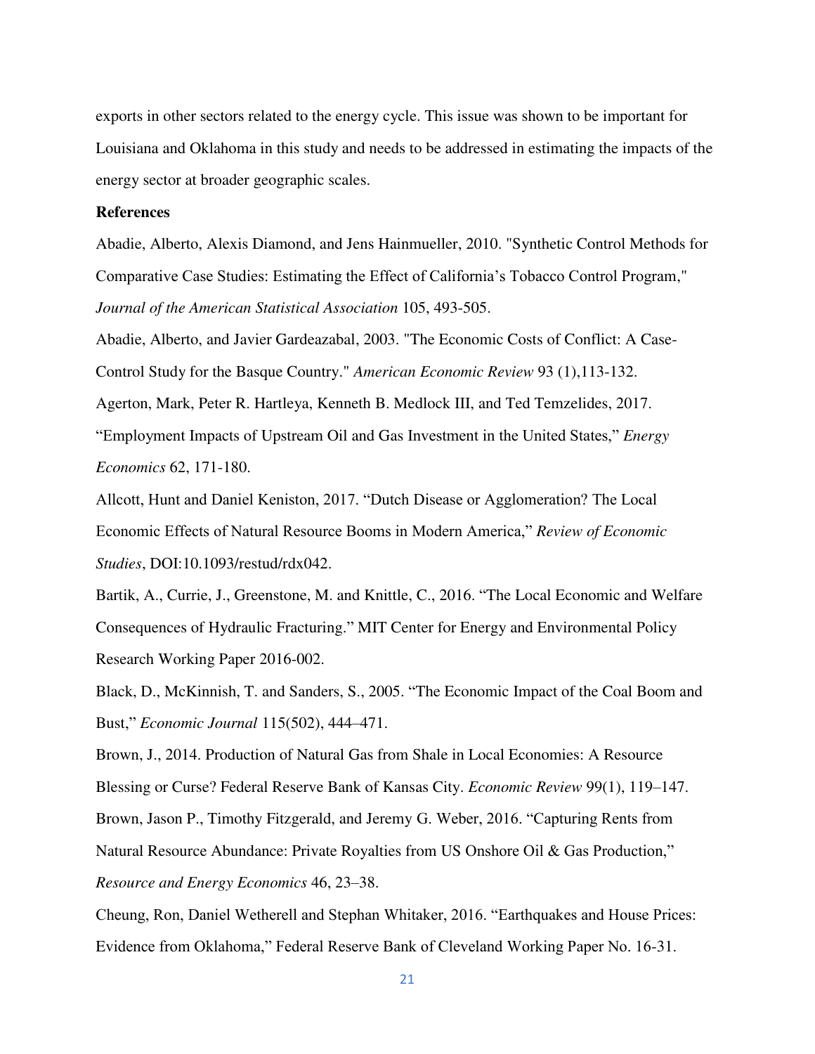exports in other sectors related to the energy cycle. This issue was shown to be important for Louisiana and Oklahoma in this study and needs to be addressed in estimating the impacts of the energy sector at broader geographic scales.

**References**

Abadie, Alberto, Alexis Diamond, and Jens Hainmueller, 2010. "Synthetic Control Methods for Comparative Case Studies: Estimating the Effect of California's Tobacco Control Program," *Journal of the American Statistical Association* 105, 493-505.

Abadie, Alberto, and Javier Gardeazabal, 2003. "The Economic Costs of Conflict: A Case-Control Study for the Basque Country." *American Economic Review* 93 (1),113-132.

Agerton, Mark, Peter R. Hartleya, Kenneth B. Medlock III, and Ted Temzelides, 2017. "Employment Impacts of Upstream Oil and Gas Investment in the United States," *Energy Economics* 62, 171-180.

Allcott, Hunt and Daniel Keniston, 2017. "Dutch Disease or Agglomeration? The Local Economic Effects of Natural Resource Booms in Modern America," *Review of Economic Studies*, DOI:10.1093/restud/rdx042.

Bartik, A., Currie, J., Greenstone, M. and Knittle, C., 2016. "The Local Economic and Welfare Consequences of Hydraulic Fracturing." MIT Center for Energy and Environmental Policy Research Working Paper 2016-002.

Black, D., McKinnish, T. and Sanders, S., 2005. "The Economic Impact of the Coal Boom and Bust," *Economic Journal* 115(502), 444–471.

Brown, J., 2014. Production of Natural Gas from Shale in Local Economies: A Resource Blessing or Curse? Federal Reserve Bank of Kansas City. *Economic Review* 99(1), 119–147.

Brown, Jason P., Timothy Fitzgerald, and Jeremy G. Weber, 2016. "Capturing Rents from Natural Resource Abundance: Private Royalties from US Onshore Oil & Gas Production," *Resource and Energy Economics* 46, 23–38.

Cheung, Ron, Daniel Wetherell and Stephan Whitaker, 2016. "Earthquakes and House Prices: Evidence from Oklahoma," Federal Reserve Bank of Cleveland Working Paper No. 16-31.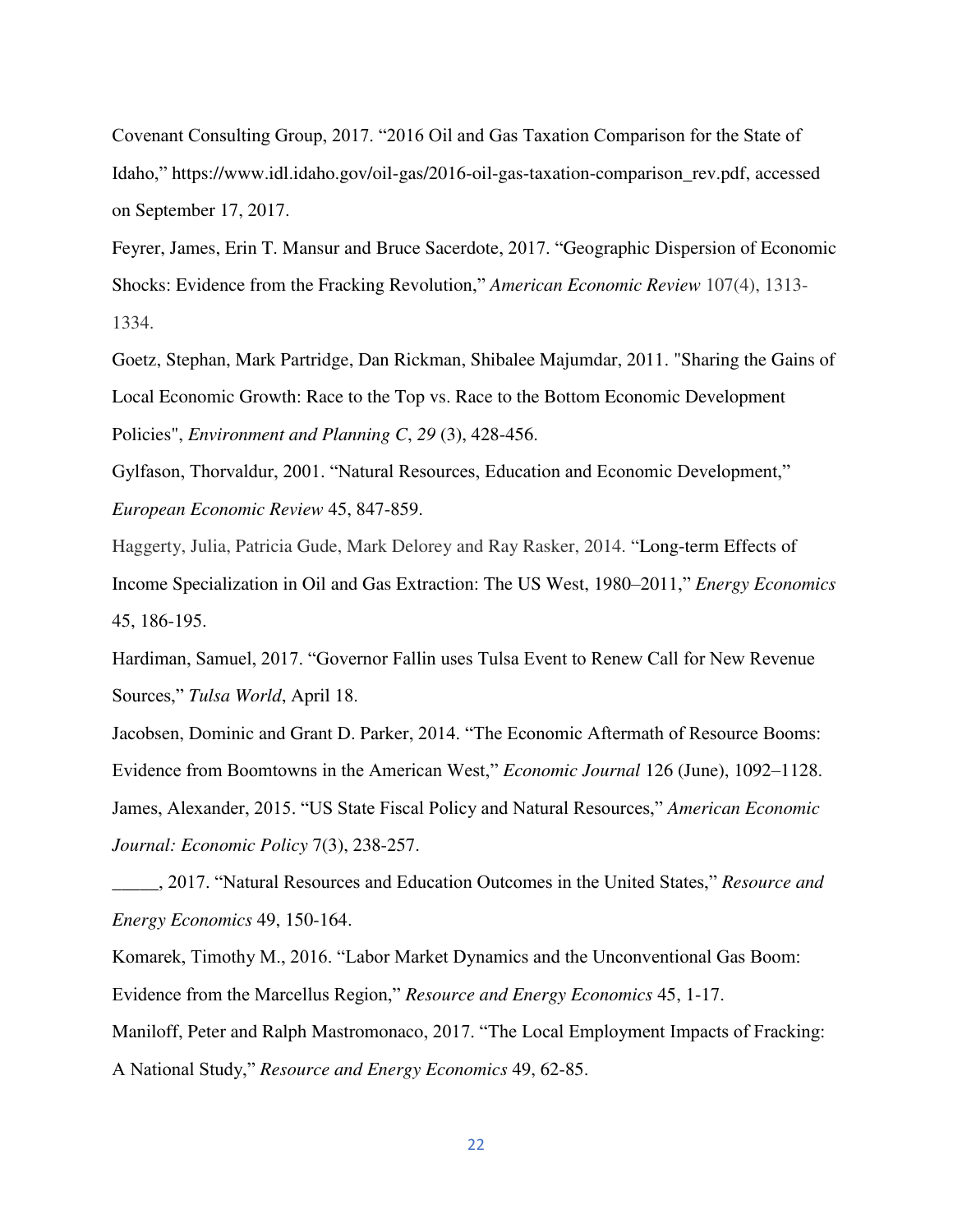Covenant Consulting Group, 2017. "2016 Oil and Gas Taxation Comparison for the State of Idaho," https://www.idl.idaho.gov/oil-gas/2016-oil-gas-taxation-comparison_rev.pdf, accessed on September 17, 2017.

Feyrer, James, Erin T. Mansur and Bruce Sacerdote, 2017. "Geographic Dispersion of Economic Shocks: Evidence from the Fracking Revolution," *American Economic Review* 107(4), 1313-1334.

Goetz, Stephan, Mark Partridge, Dan Rickman, Shibalee Majumdar, 2011. "Sharing the Gains of Local Economic Growth: Race to the Top vs. Race to the Bottom Economic Development Policies", *Environment and Planning C*, *29* (3), 428-456.

Gylfason, Thorvaldur, 2001. "Natural Resources, Education and Economic Development," *European Economic Review* 45, 847-859.

Haggerty, Julia, Patricia Gude, Mark Delorey and Ray Rasker, 2014. "Long-term Effects of Income Specialization in Oil and Gas Extraction: The US West, 1980–2011," *Energy Economics* 45, 186-195.

Hardiman, Samuel, 2017. "Governor Fallin uses Tulsa Event to Renew Call for New Revenue Sources," *Tulsa World*, April 18.

Jacobsen, Dominic and Grant D. Parker, 2014. "The Economic Aftermath of Resource Booms: Evidence from Boomtowns in the American West," *Economic Journal* 126 (June), 1092–1128.

James, Alexander, 2015. "US State Fiscal Policy and Natural Resources," *American Economic Journal: Economic Policy* 7(3), 238-257.

_____, 2017. "Natural Resources and Education Outcomes in the United States," *Resource and Energy Economics* 49, 150-164.

Komarek, Timothy M., 2016. "Labor Market Dynamics and the Unconventional Gas Boom: Evidence from the Marcellus Region," *Resource and Energy Economics* 45, 1-17.

Maniloff, Peter and Ralph Mastromonaco, 2017. "The Local Employment Impacts of Fracking: A National Study," *Resource and Energy Economics* 49, 62-85.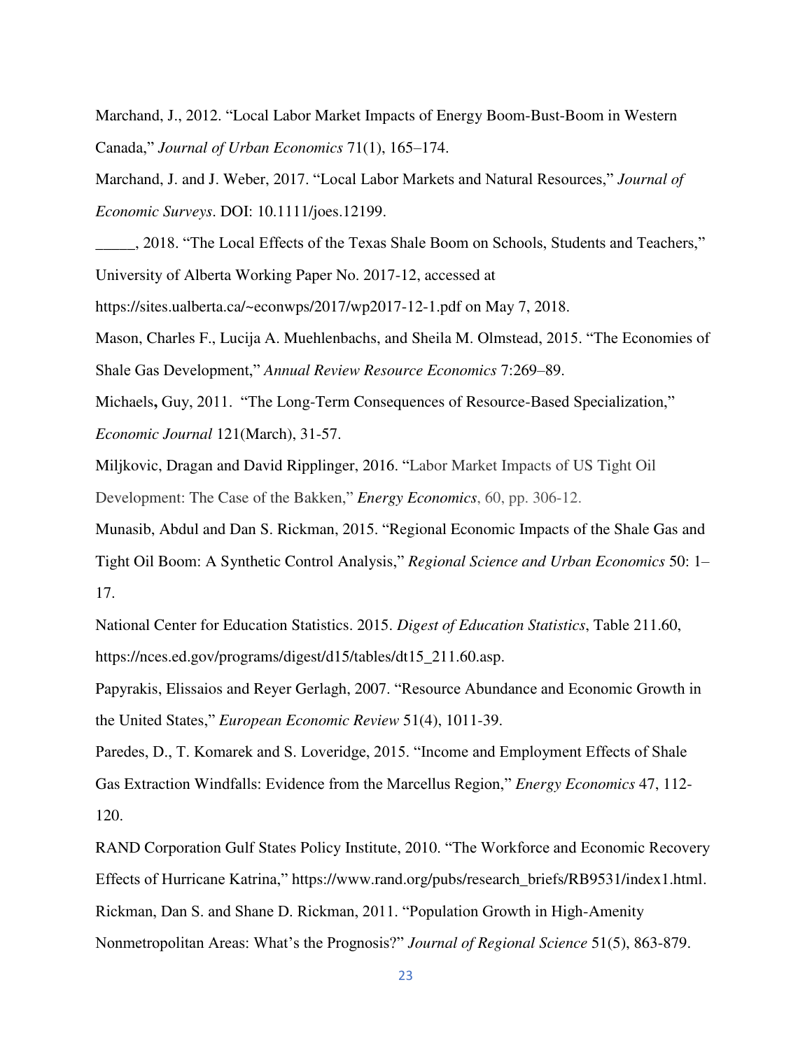Marchand, J., 2012. “Local Labor Market Impacts of Energy Boom-Bust-Boom in Western Canada,” *Journal of Urban Economics* 71(1), 165–174.

Marchand, J. and J. Weber, 2017. “Local Labor Markets and Natural Resources,” *Journal of Economic Surveys*. DOI: 10.1111/joes.12199.

_____, 2018. “The Local Effects of the Texas Shale Boom on Schools, Students and Teachers,” University of Alberta Working Paper No. 2017-12, accessed at https://sites.ualberta.ca/~econwps/2017/wp2017-12-1.pdf on May 7, 2018.

Mason, Charles F., Lucija A. Muehlenbachs, and Sheila M. Olmstead, 2015. “The Economies of Shale Gas Development,” *Annual Review Resource Economics* 7:269–89.

Michaels**,** Guy, 2011. “The Long-Term Consequences of Resource-Based Specialization,” *Economic Journal* 121(March), 31-57.

Miljkovic, Dragan and David Ripplinger, 2016. “Labor Market Impacts of US Tight Oil Development: The Case of the Bakken,” *Energy Economics*, 60, pp. 306-12.

Munasib, Abdul and Dan S. Rickman, 2015. “Regional Economic Impacts of the Shale Gas and Tight Oil Boom: A Synthetic Control Analysis,” *Regional Science and Urban Economics* 50: 1–17.

National Center for Education Statistics. 2015. *Digest of Education Statistics*, Table 211.60, https://nces.ed.gov/programs/digest/d15/tables/dt15_211.60.asp.

Papyrakis, Elissaios and Reyer Gerlagh, 2007. “Resource Abundance and Economic Growth in the United States,” *European Economic Review* 51(4), 1011-39.

Paredes, D., T. Komarek and S. Loveridge, 2015. “Income and Employment Effects of Shale Gas Extraction Windfalls: Evidence from the Marcellus Region,” *Energy Economics* 47, 112-120.

RAND Corporation Gulf States Policy Institute, 2010. “The Workforce and Economic Recovery Effects of Hurricane Katrina,” https://www.rand.org/pubs/research_briefs/RB9531/index1.html.

Rickman, Dan S. and Shane D. Rickman, 2011. “Population Growth in High-Amenity Nonmetropolitan Areas: What’s the Prognosis?” *Journal of Regional Science* 51(5), 863-879.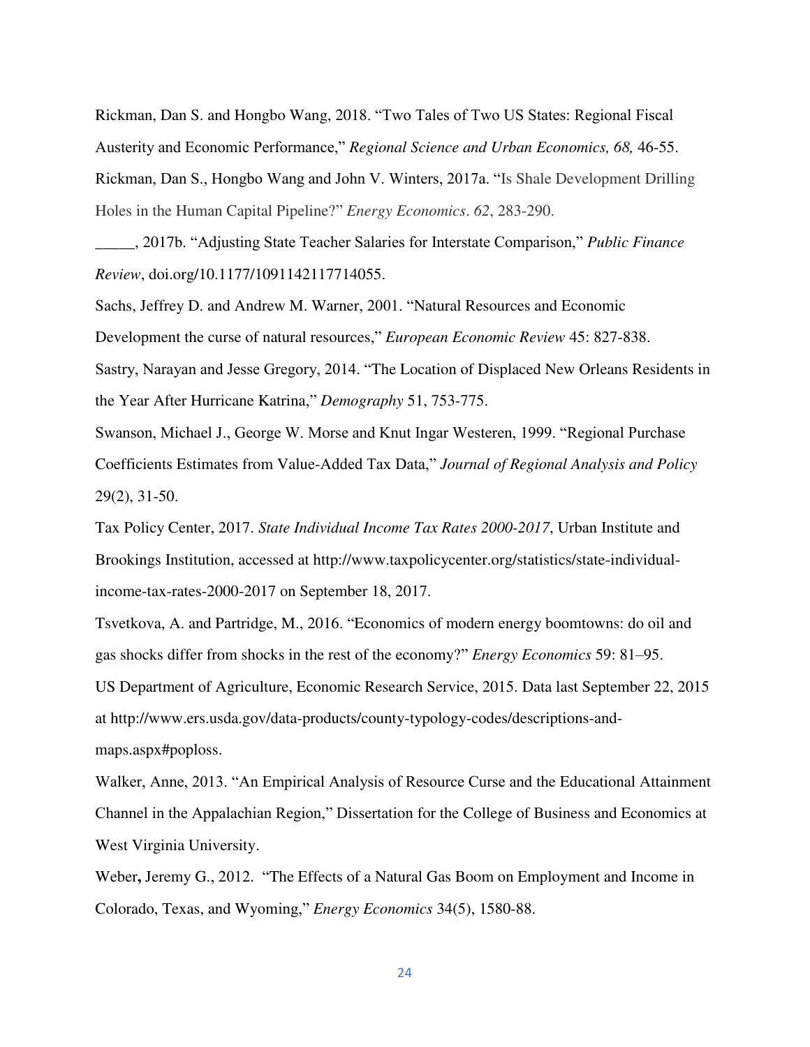Rickman, Dan S. and Hongbo Wang, 2018. "Two Tales of Two US States: Regional Fiscal Austerity and Economic Performance," *Regional Science and Urban Economics, 68,* 46-55.

Rickman, Dan S., Hongbo Wang and John V. Winters, 2017a. "Is Shale Development Drilling Holes in the Human Capital Pipeline?" *Energy Economics*. *62*, 283-290.

_____, 2017b. "Adjusting State Teacher Salaries for Interstate Comparison," *Public Finance Review*, doi.org/10.1177/1091142117714055.

Sachs, Jeffrey D. and Andrew M. Warner, 2001. "Natural Resources and Economic Development the curse of natural resources," *European Economic Review* 45: 827-838.

Sastry, Narayan and Jesse Gregory, 2014. "The Location of Displaced New Orleans Residents in the Year After Hurricane Katrina," *Demography* 51, 753-775.

Swanson, Michael J., George W. Morse and Knut Ingar Westeren, 1999. "Regional Purchase Coefficients Estimates from Value-Added Tax Data," *Journal of Regional Analysis and Policy* 29(2), 31-50.

Tax Policy Center, 2017. *State Individual Income Tax Rates 2000-2017*, Urban Institute and Brookings Institution, accessed at http://www.taxpolicycenter.org/statistics/state-individual-income-tax-rates-2000-2017 on September 18, 2017.

Tsvetkova, A. and Partridge, M., 2016. "Economics of modern energy boomtowns: do oil and gas shocks differ from shocks in the rest of the economy?" *Energy Economics* 59: 81–95.

US Department of Agriculture, Economic Research Service, 2015. Data last September 22, 2015 at http://www.ers.usda.gov/data-products/county-typology-codes/descriptions-and-maps.aspx#poploss.

Walker, Anne, 2013. "An Empirical Analysis of Resource Curse and the Educational Attainment Channel in the Appalachian Region," Dissertation for the College of Business and Economics at West Virginia University.

Weber**,** Jeremy G., 2012. "The Effects of a Natural Gas Boom on Employment and Income in Colorado, Texas, and Wyoming," *Energy Economics* 34(5), 1580-88.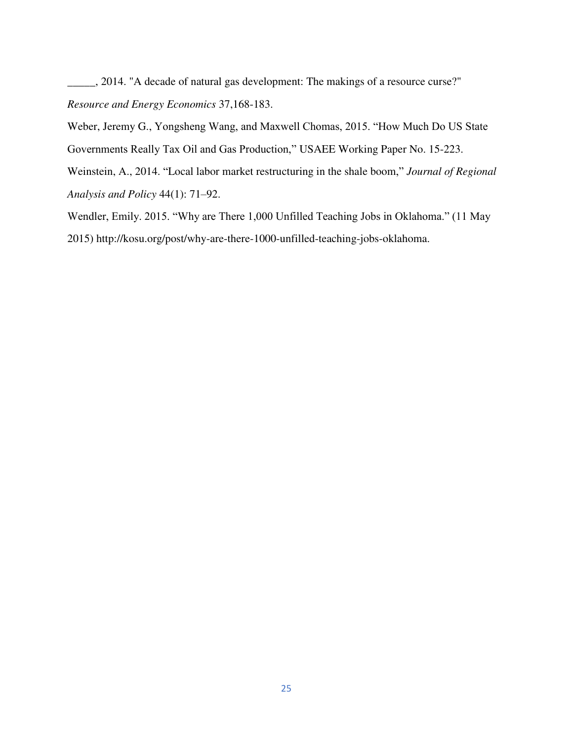_____, 2014. "A decade of natural gas development: The makings of a resource curse?" *Resource and Energy Economics* 37,168-183.

Weber, Jeremy G., Yongsheng Wang, and Maxwell Chomas, 2015. "How Much Do US State Governments Really Tax Oil and Gas Production," USAEE Working Paper No. 15-223.

Weinstein, A., 2014. "Local labor market restructuring in the shale boom," *Journal of Regional Analysis and Policy* 44(1): 71–92.

Wendler, Emily. 2015. "Why are There 1,000 Unfilled Teaching Jobs in Oklahoma." (11 May 2015) http://kosu.org/post/why-are-there-1000-unfilled-teaching-jobs-oklahoma.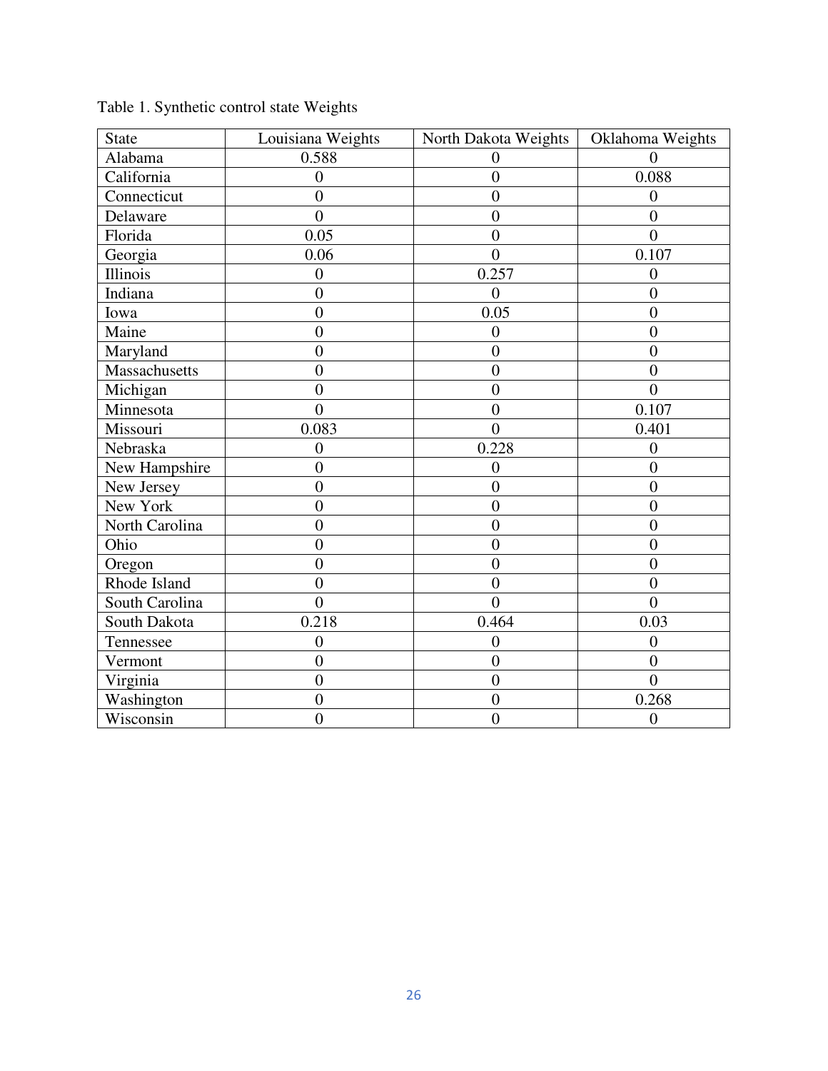Table 1. Synthetic control state Weights

| State | Louisiana Weights | North Dakota Weights | Oklahoma Weights |
|---|---|---|---|
| Alabama | 0.588 | 0 | 0 |
| California | 0 | 0 | 0.088 |
| Connecticut | 0 | 0 | 0 |
| Delaware | 0 | 0 | 0 |
| Florida | 0.05 | 0 | 0 |
| Georgia | 0.06 | 0 | 0.107 |
| Illinois | 0 | 0.257 | 0 |
| Indiana | 0 | 0 | 0 |
| Iowa | 0 | 0.05 | 0 |
| Maine | 0 | 0 | 0 |
| Maryland | 0 | 0 | 0 |
| Massachusetts | 0 | 0 | 0 |
| Michigan | 0 | 0 | 0 |
| Minnesota | 0 | 0 | 0.107 |
| Missouri | 0.083 | 0 | 0.401 |
| Nebraska | 0 | 0.228 | 0 |
| New Hampshire | 0 | 0 | 0 |
| New Jersey | 0 | 0 | 0 |
| New York | 0 | 0 | 0 |
| North Carolina | 0 | 0 | 0 |
| Ohio | 0 | 0 | 0 |
| Oregon | 0 | 0 | 0 |
| Rhode Island | 0 | 0 | 0 |
| South Carolina | 0 | 0 | 0 |
| South Dakota | 0.218 | 0.464 | 0.03 |
| Tennessee | 0 | 0 | 0 |
| Vermont | 0 | 0 | 0 |
| Virginia | 0 | 0 | 0 |
| Washington | 0 | 0 | 0.268 |
| Wisconsin | 0 | 0 | 0 |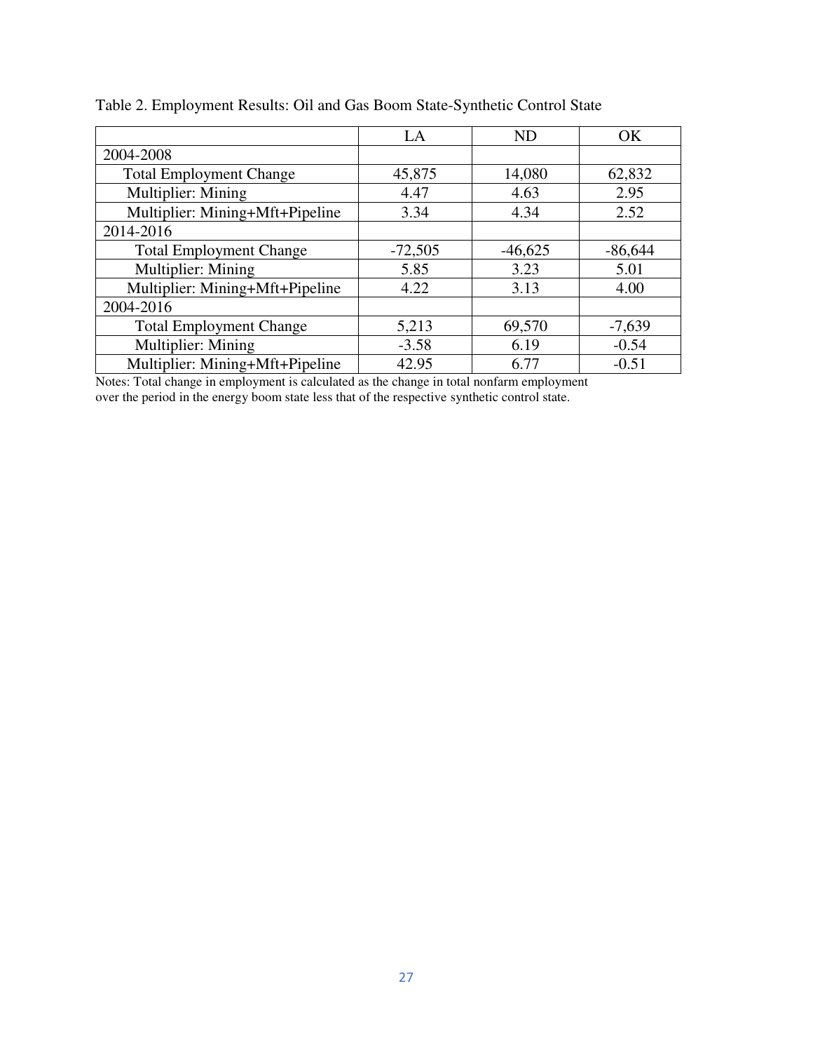Table 2. Employment Results: Oil and Gas Boom State-Synthetic Control State

| | LA | ND | OK |
|---|---|---|---|
| 2004-2008 | | | |
| Total Employment Change | 45,875 | 14,080 | 62,832 |
| Multiplier: Mining | 4.47 | 4.63 | 2.95 |
| Multiplier: Mining+Mft+Pipeline | 3.34 | 4.34 | 2.52 |
| 2014-2016 | | | |
| Total Employment Change | -72,505 | -46,625 | -86,644 |
| Multiplier: Mining | 5.85 | 3.23 | 5.01 |
| Multiplier: Mining+Mft+Pipeline | 4.22 | 3.13 | 4.00 |
| 2004-2016 | | | |
| Total Employment Change | 5,213 | 69,570 | -7,639 |
| Multiplier: Mining | -3.58 | 6.19 | -0.54 |
| Multiplier: Mining+Mft+Pipeline | 42.95 | 6.77 | -0.51 |

Notes: Total change in employment is calculated as the change in total nonfarm employment over the period in the energy boom state less that of the respective synthetic control state.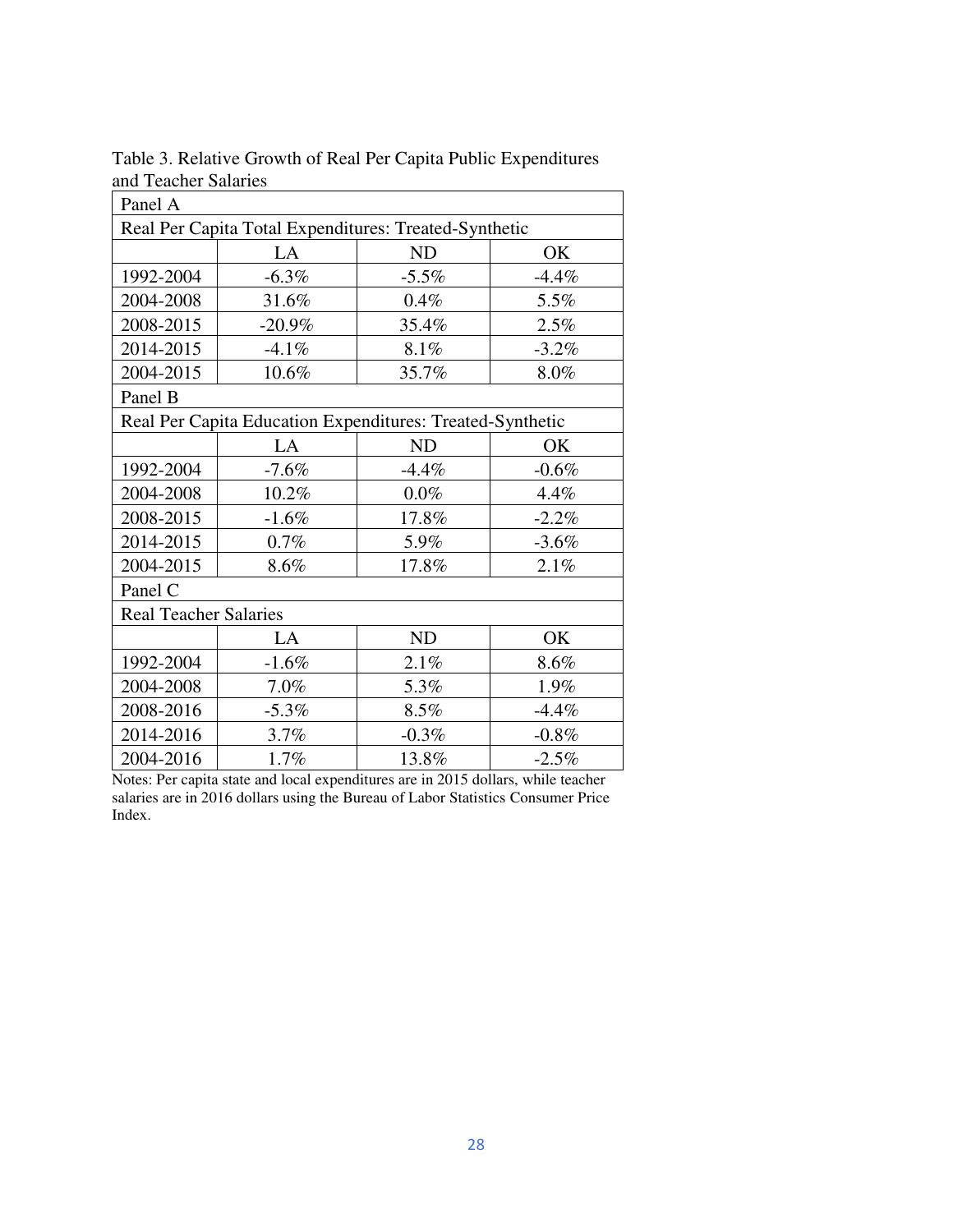Table 3. Relative Growth of Real Per Capita Public Expenditures and Teacher Salaries

| Panel A | | | |
|---|---|---|---|
| Real Per Capita Total Expenditures: Treated-Synthetic | | | |
| | LA | ND | OK |
| 1992-2004 | -6.3% | -5.5% | -4.4% |
| 2004-2008 | 31.6% | 0.4% | 5.5% |
| 2008-2015 | -20.9% | 35.4% | 2.5% |
| 2014-2015 | -4.1% | 8.1% | -3.2% |
| 2004-2015 | 10.6% | 35.7% | 8.0% |
| Panel B | | | |
| Real Per Capita Education Expenditures: Treated-Synthetic | | | |
| | LA | ND | OK |
| 1992-2004 | -7.6% | -4.4% | -0.6% |
| 2004-2008 | 10.2% | 0.0% | 4.4% |
| 2008-2015 | -1.6% | 17.8% | -2.2% |
| 2014-2015 | 0.7% | 5.9% | -3.6% |
| 2004-2015 | 8.6% | 17.8% | 2.1% |
| Panel C | | | |
| Real Teacher Salaries | | | |
| | LA | ND | OK |
| 1992-2004 | -1.6% | 2.1% | 8.6% |
| 2004-2008 | 7.0% | 5.3% | 1.9% |
| 2008-2016 | -5.3% | 8.5% | -4.4% |
| 2014-2016 | 3.7% | -0.3% | -0.8% |
| 2004-2016 | 1.7% | 13.8% | -2.5% |

Notes: Per capita state and local expenditures are in 2015 dollars, while teacher salaries are in 2016 dollars using the Bureau of Labor Statistics Consumer Price Index.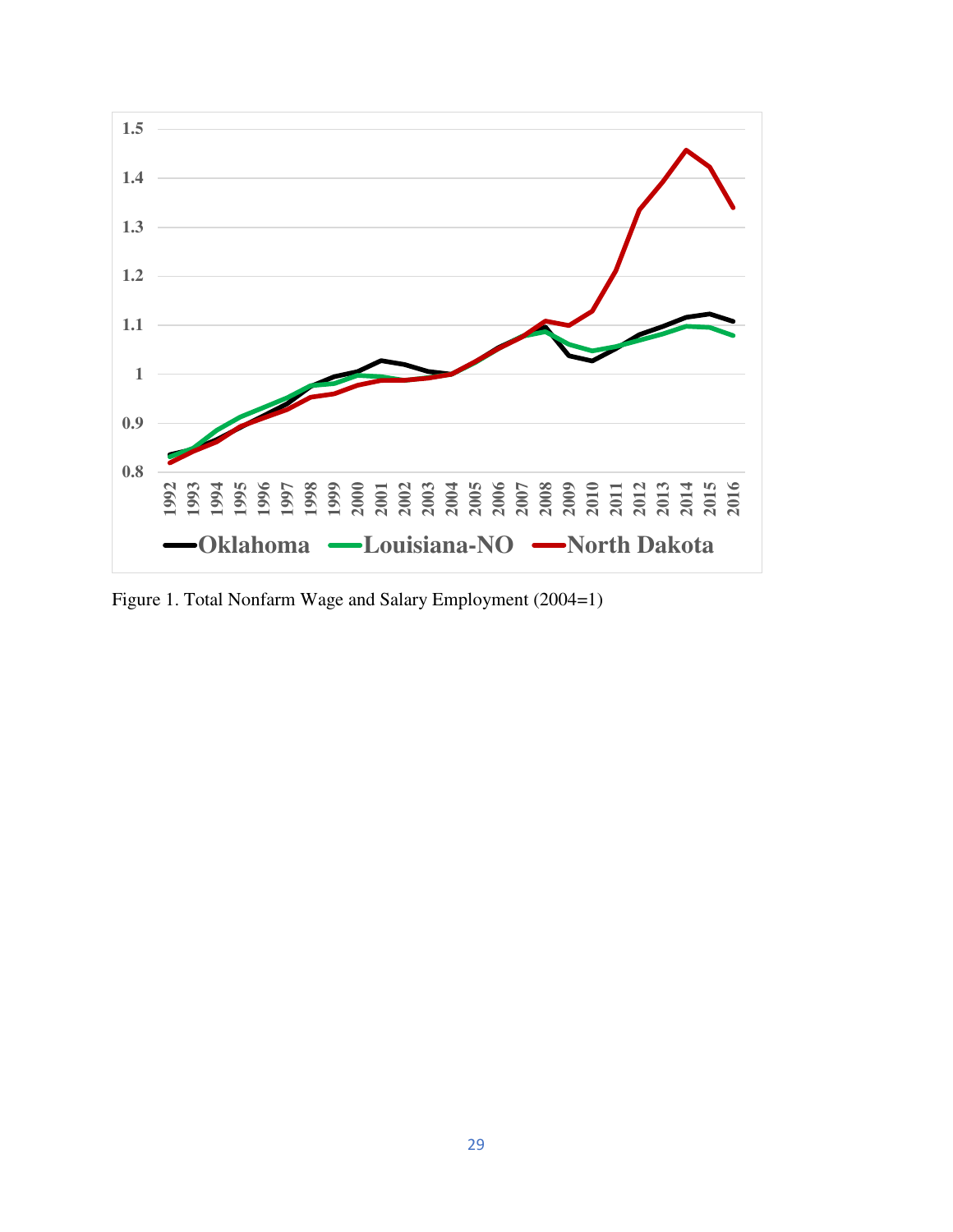Figure 1. Total Nonfarm Wage and Salary Employment (2004=1)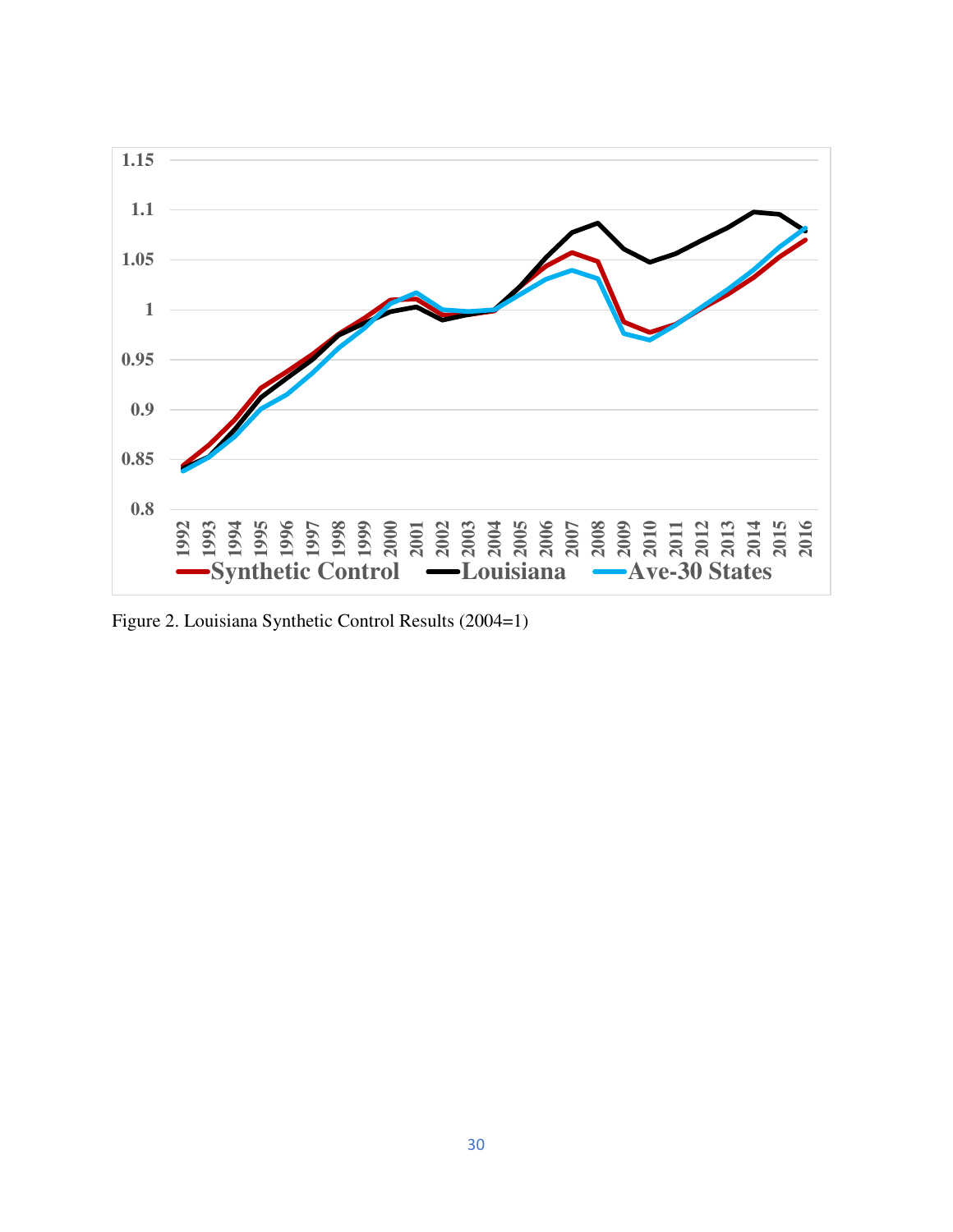Figure 2. Louisiana Synthetic Control Results (2004=1)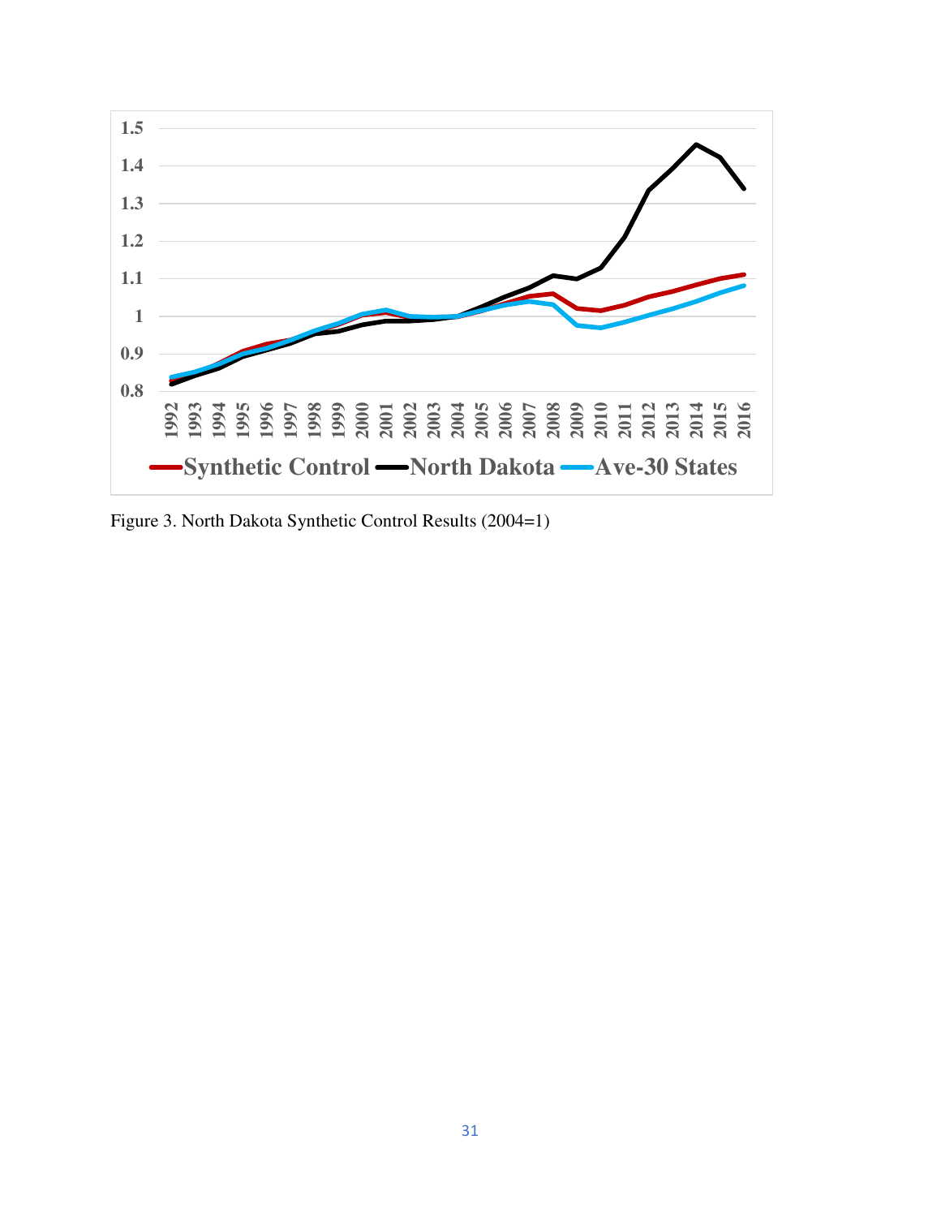Figure 3. North Dakota Synthetic Control Results (2004=1)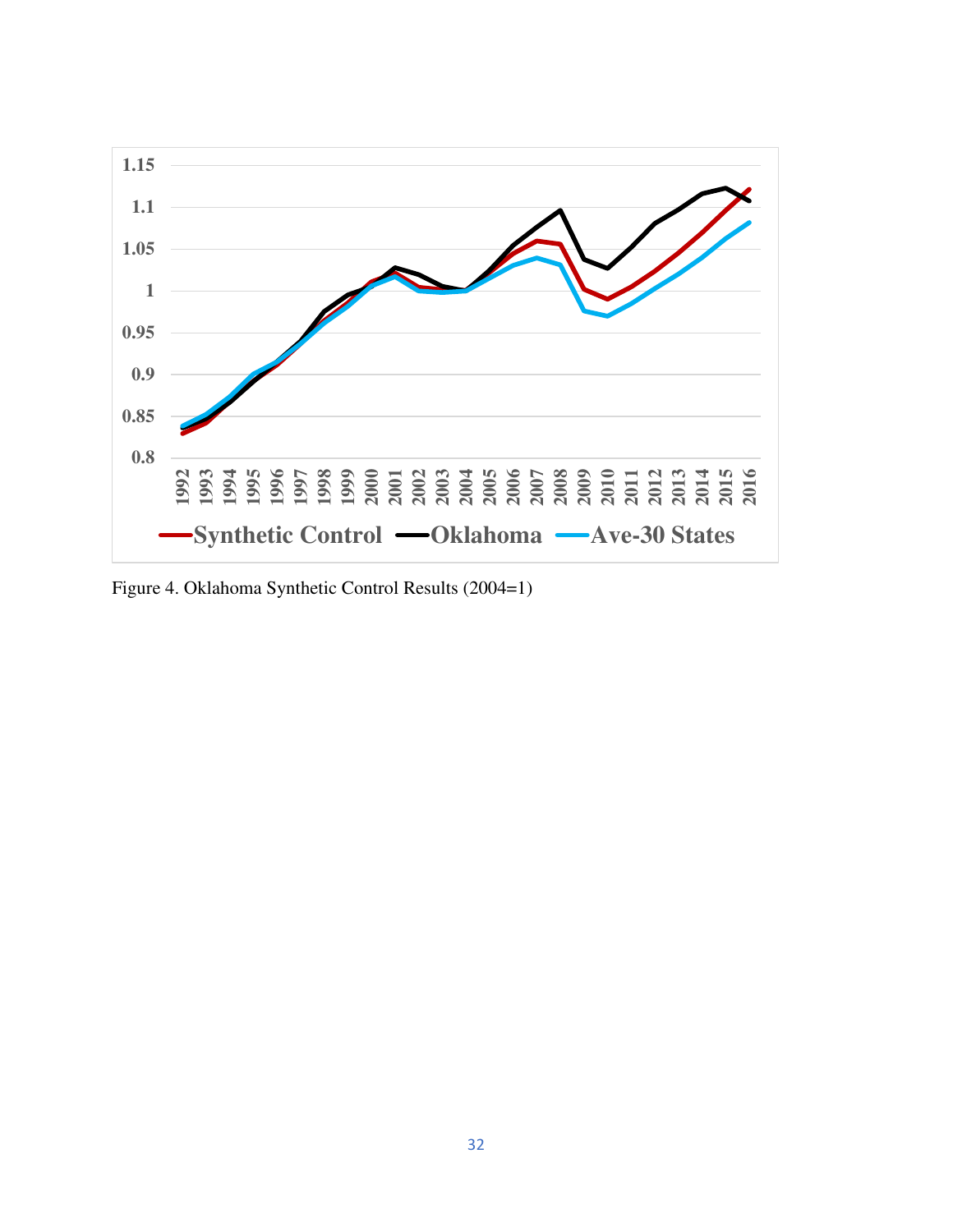Figure 4. Oklahoma Synthetic Control Results (2004=1)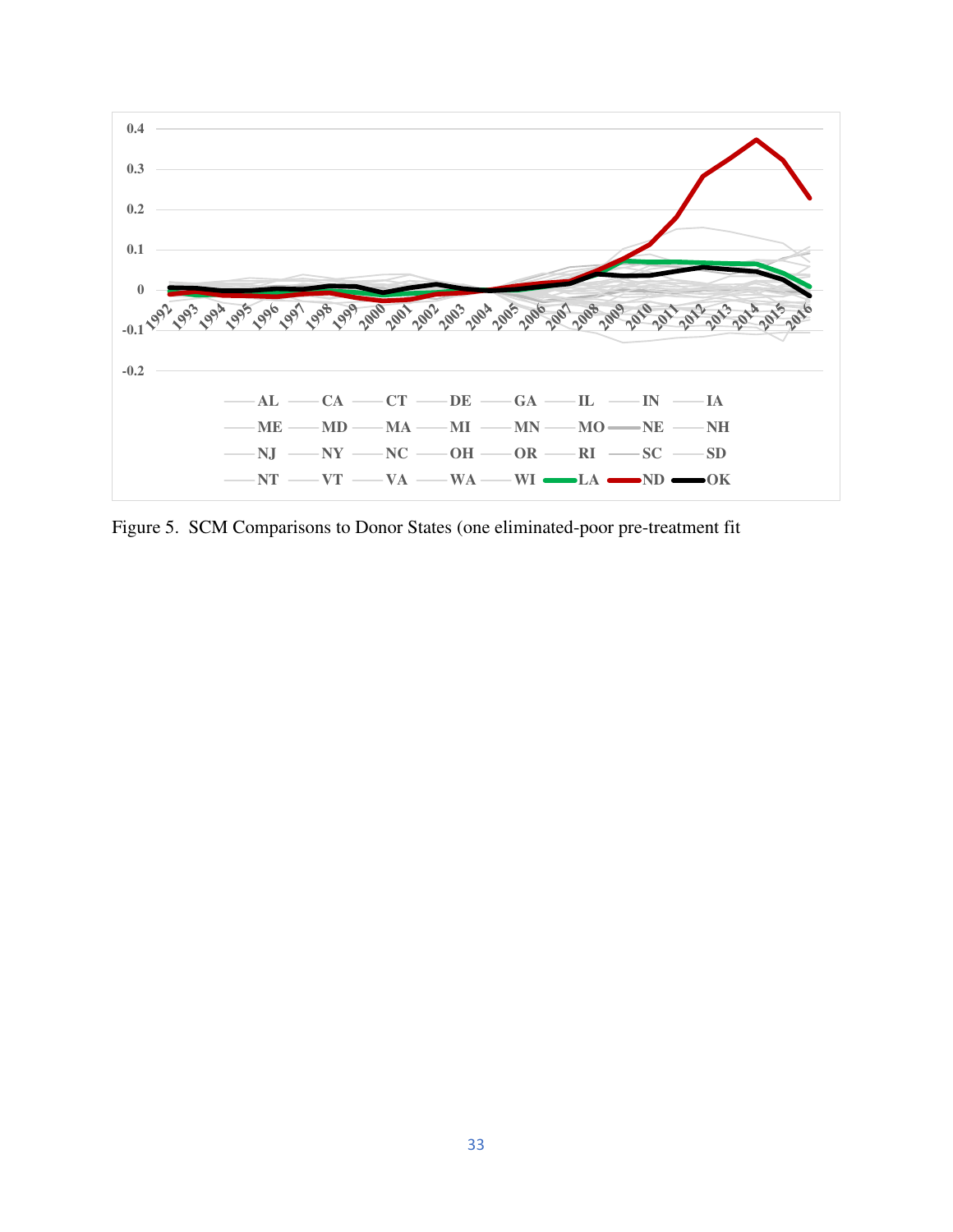Figure 5. SCM Comparisons to Donor States (one eliminated-poor pre-treatment fit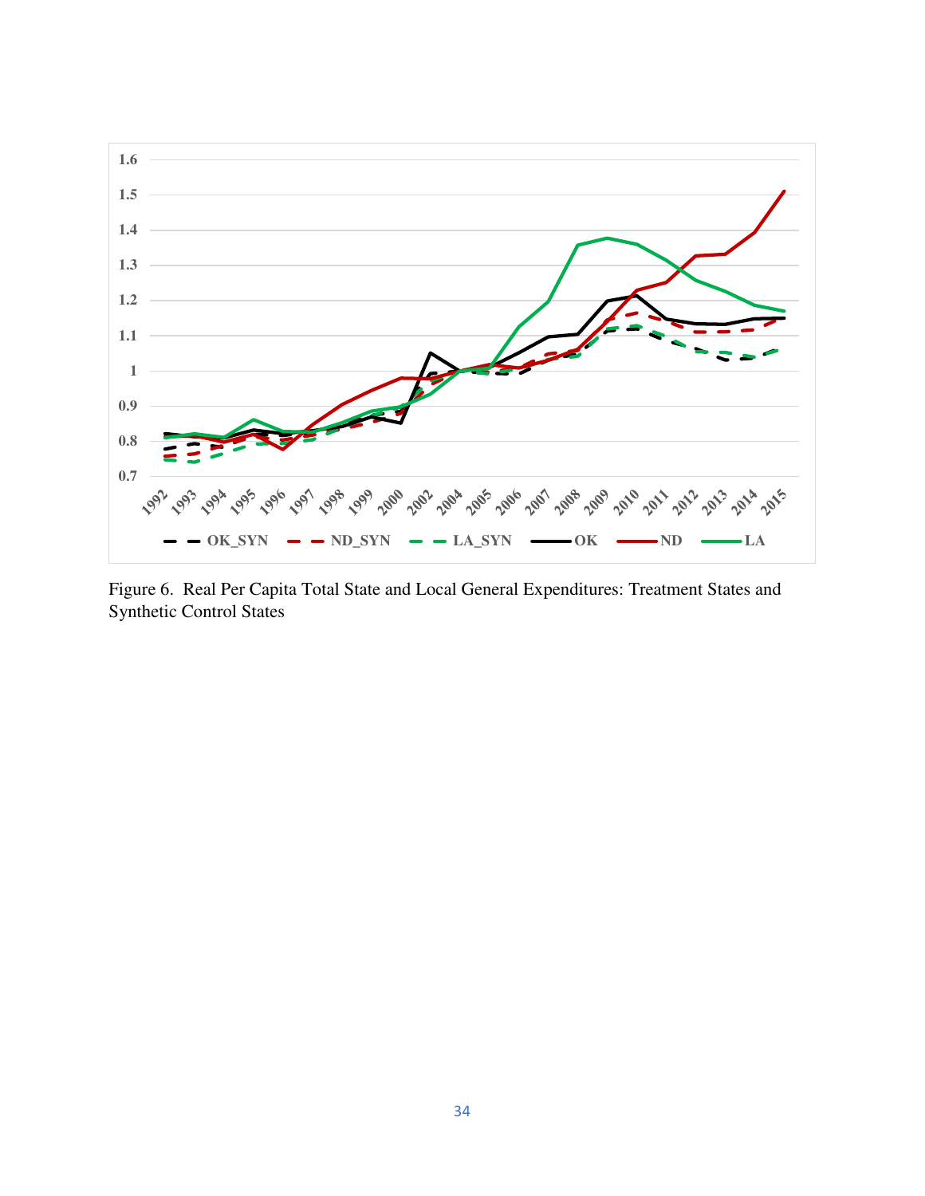Figure 6. Real Per Capita Total State and Local General Expenditures: Treatment States and Synthetic Control States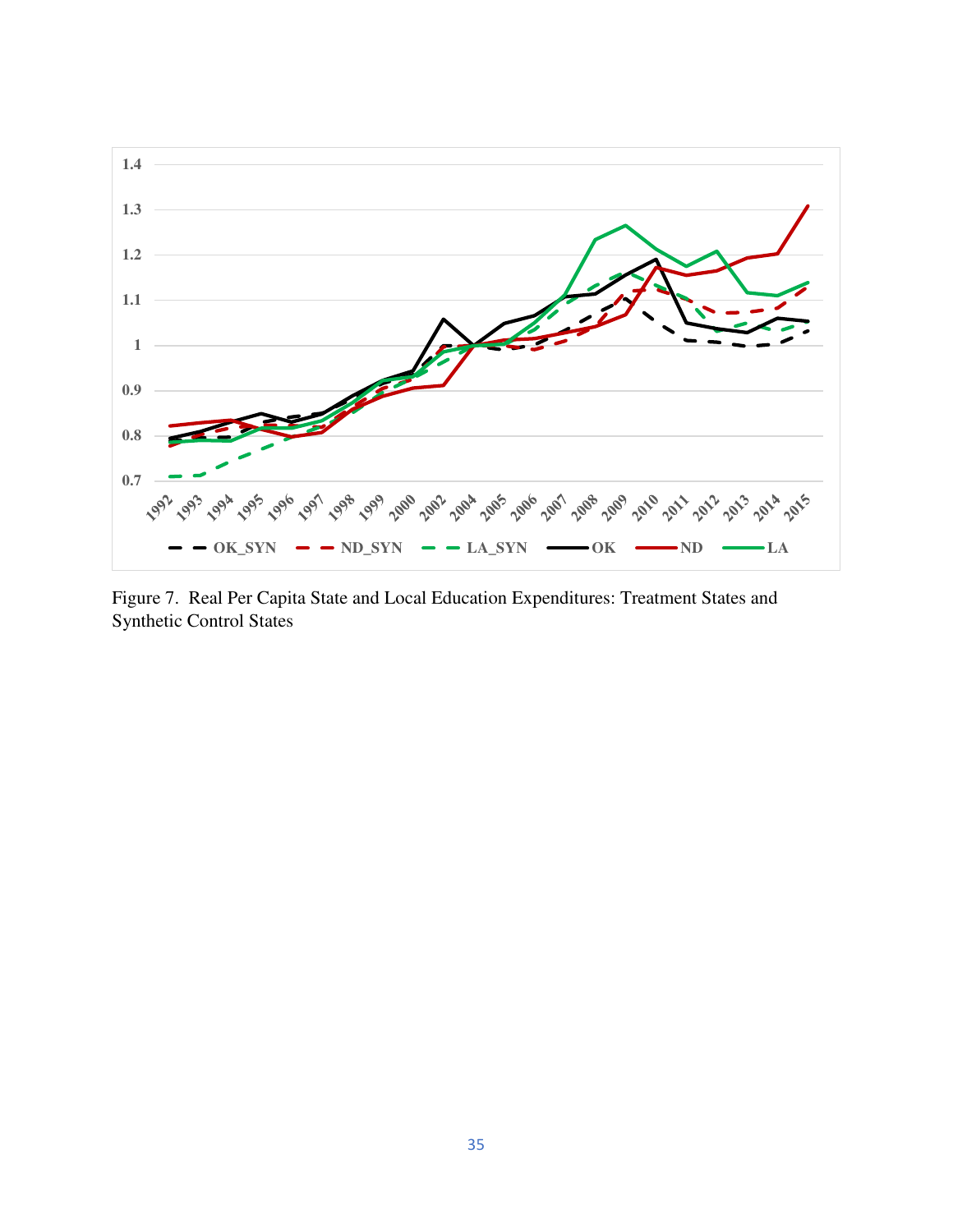1.4
1.3
1.2
1.1
1
0.9
0.8
0.7

1992 1993 1994 1995 1996 1997 1998 1999 2000 2002 2004 2005 2006 2007 2008 2009 2010 2011 2012 2013 2014 2015

OK_SYN ND_SYN LA_SYN OK ND LA

Figure 7. Real Per Capita State and Local Education Expenditures: Treatment States and Synthetic Control States